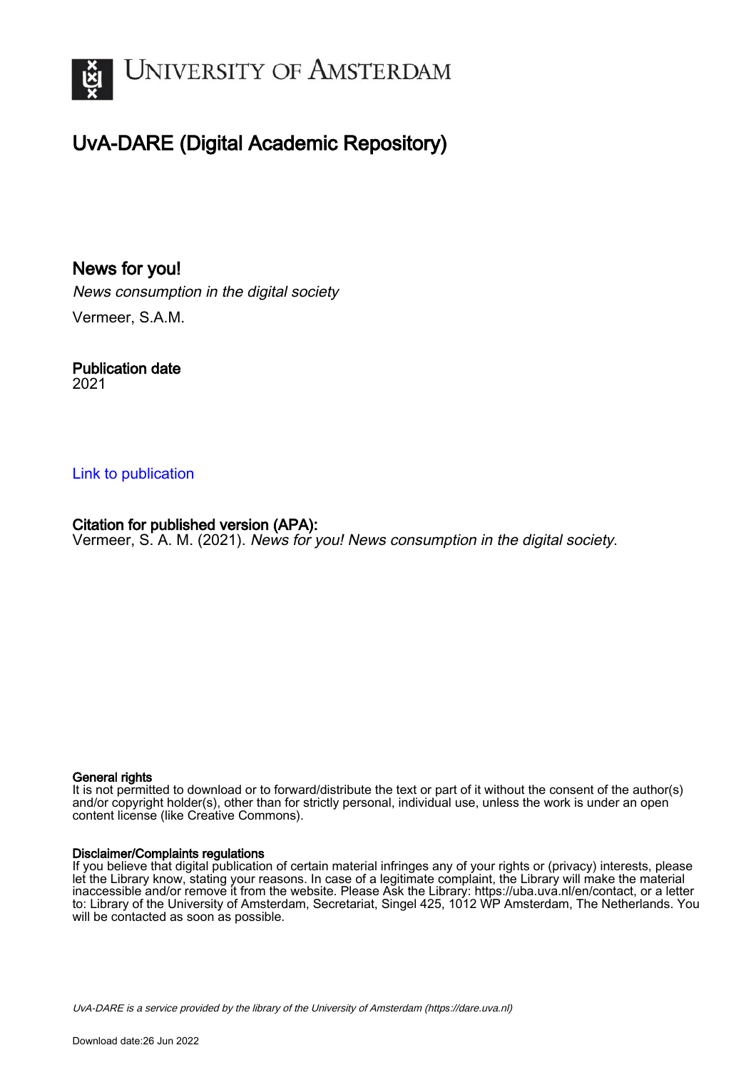# UNIVERSITY OF AMSTERDAM

## UvA-DARE (Digital Academic Repository)

### News for you!

*News consumption in the digital society*

Vermeer, S.A.M.

**Publication date**
2021

Link to publication

**Citation for published version (APA):**
Vermeer, S. A. M. (2021). *News for you! News consumption in the digital society*.

**General rights**
It is not permitted to download or to forward/distribute the text or part of it without the consent of the author(s) and/or copyright holder(s), other than for strictly personal, individual use, unless the work is under an open content license (like Creative Commons).

**Disclaimer/Complaints regulations**
If you believe that digital publication of certain material infringes any of your rights or (privacy) interests, please let the Library know, stating your reasons. In case of a legitimate complaint, the Library will make the material inaccessible and/or remove it from the website. Please Ask the Library: https://uba.uva.nl/en/contact, or a letter to: Library of the University of Amsterdam, Secretariat, Singel 425, 1012 WP Amsterdam, The Netherlands. You will be contacted as soon as possible.

*UvA-DARE is a service provided by the library of the University of Amsterdam (https://dare.uva.nl)*

Download date:26 Jun 2022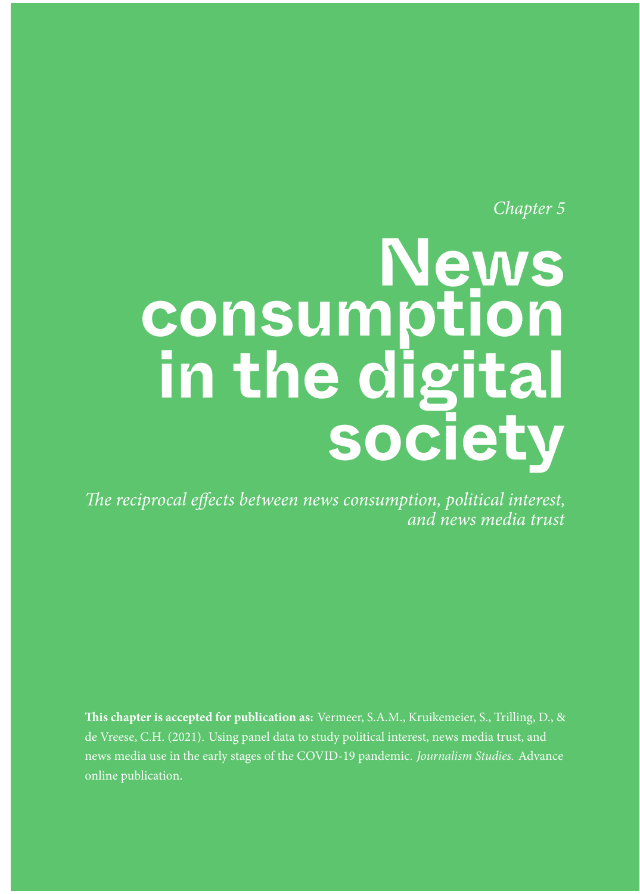*Chapter 5*

# News consumption in the digital society

*The reciprocal effects between news consumption, political interest, and news media trust*

**This chapter is accepted for publication as:** Vermeer, S.A.M., Kruikemeier, S., Trilling, D., & de Vreese, C.H. (2021). Using panel data to study political interest, news media trust, and news media use in the early stages of the COVID-19 pandemic. *Journalism Studies.* Advance online publication.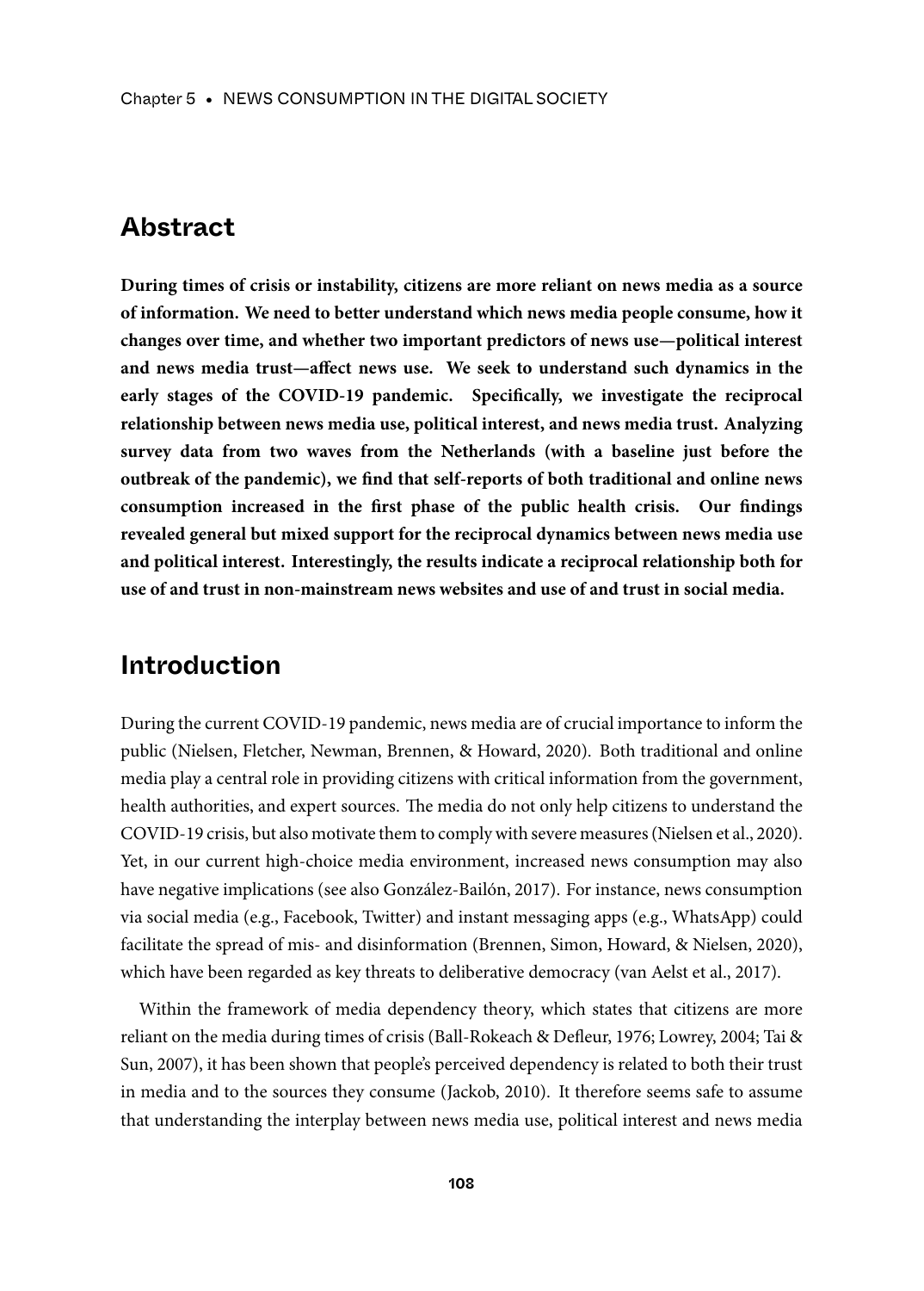## Abstract

**During times of crisis or instability, citizens are more reliant on news media as a source of information. We need to better understand which news media people consume, how it changes over time, and whether two important predictors of news use—political interest and news media trust—affect news use. We seek to understand such dynamics in the early stages of the COVID-19 pandemic. Specifically, we investigate the reciprocal relationship between news media use, political interest, and news media trust. Analyzing survey data from two waves from the Netherlands (with a baseline just before the outbreak of the pandemic), we find that self-reports of both traditional and online news consumption increased in the first phase of the public health crisis. Our findings revealed general but mixed support for the reciprocal dynamics between news media use and political interest. Interestingly, the results indicate a reciprocal relationship both for use of and trust in non-mainstream news websites and use of and trust in social media.**

## Introduction

During the current COVID-19 pandemic, news media are of crucial importance to inform the public (Nielsen, Fletcher, Newman, Brennen, & Howard, 2020). Both traditional and online media play a central role in providing citizens with critical information from the government, health authorities, and expert sources. The media do not only help citizens to understand the COVID-19 crisis, but also motivate them to comply with severe measures (Nielsen et al., 2020). Yet, in our current high-choice media environment, increased news consumption may also have negative implications (see also González-Bailón, 2017). For instance, news consumption via social media (e.g., Facebook, Twitter) and instant messaging apps (e.g., WhatsApp) could facilitate the spread of mis- and disinformation (Brennen, Simon, Howard, & Nielsen, 2020), which have been regarded as key threats to deliberative democracy (van Aelst et al., 2017).

Within the framework of media dependency theory, which states that citizens are more reliant on the media during times of crisis (Ball-Rokeach & Defleur, 1976; Lowrey, 2004; Tai & Sun, 2007), it has been shown that people's perceived dependency is related to both their trust in media and to the sources they consume (Jackob, 2010). It therefore seems safe to assume that understanding the interplay between news media use, political interest and news media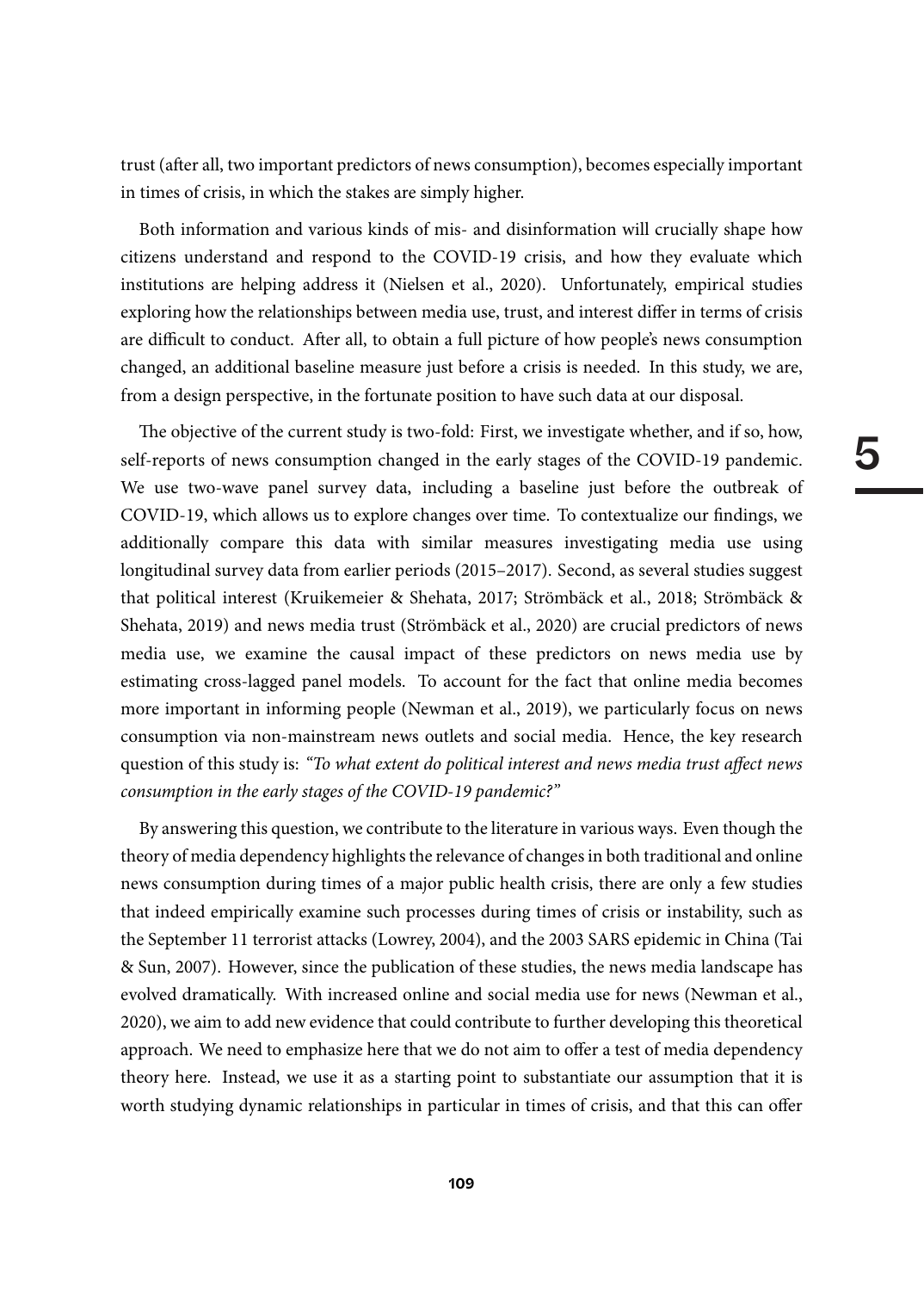trust (after all, two important predictors of news consumption), becomes especially important in times of crisis, in which the stakes are simply higher.

Both information and various kinds of mis- and disinformation will crucially shape how citizens understand and respond to the COVID-19 crisis, and how they evaluate which institutions are helping address it (Nielsen et al., 2020). Unfortunately, empirical studies exploring how the relationships between media use, trust, and interest differ in terms of crisis are difficult to conduct. After all, to obtain a full picture of how people's news consumption changed, an additional baseline measure just before a crisis is needed. In this study, we are, from a design perspective, in the fortunate position to have such data at our disposal.

The objective of the current study is two-fold: First, we investigate whether, and if so, how, self-reports of news consumption changed in the early stages of the COVID-19 pandemic. We use two-wave panel survey data, including a baseline just before the outbreak of COVID-19, which allows us to explore changes over time. To contextualize our findings, we additionally compare this data with similar measures investigating media use using longitudinal survey data from earlier periods (2015–2017). Second, as several studies suggest that political interest (Kruikemeier & Shehata, 2017; Strömbäck et al., 2018; Strömbäck & Shehata, 2019) and news media trust (Strömbäck et al., 2020) are crucial predictors of news media use, we examine the causal impact of these predictors on news media use by estimating cross-lagged panel models. To account for the fact that online media becomes more important in informing people (Newman et al., 2019), we particularly focus on news consumption via non-mainstream news outlets and social media. Hence, the key research question of this study is: *"To what extent do political interest and news media trust affect news consumption in the early stages of the COVID-19 pandemic?"*

By answering this question, we contribute to the literature in various ways. Even though the theory of media dependency highlights the relevance of changes in both traditional and online news consumption during times of a major public health crisis, there are only a few studies that indeed empirically examine such processes during times of crisis or instability, such as the September 11 terrorist attacks (Lowrey, 2004), and the 2003 SARS epidemic in China (Tai & Sun, 2007). However, since the publication of these studies, the news media landscape has evolved dramatically. With increased online and social media use for news (Newman et al., 2020), we aim to add new evidence that could contribute to further developing this theoretical approach. We need to emphasize here that we do not aim to offer a test of media dependency theory here. Instead, we use it as a starting point to substantiate our assumption that it is worth studying dynamic relationships in particular in times of crisis, and that this can offer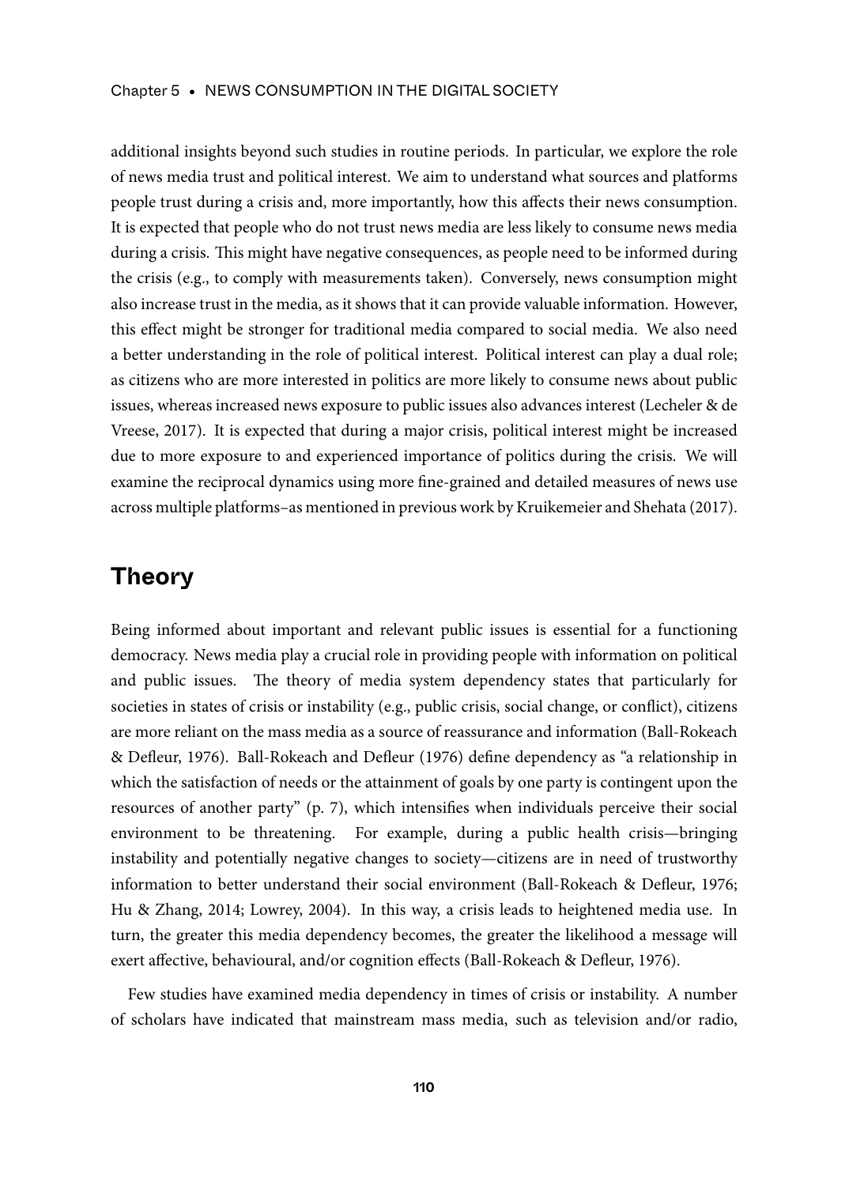additional insights beyond such studies in routine periods. In particular, we explore the role of news media trust and political interest. We aim to understand what sources and platforms people trust during a crisis and, more importantly, how this affects their news consumption. It is expected that people who do not trust news media are less likely to consume news media during a crisis. This might have negative consequences, as people need to be informed during the crisis (e.g., to comply with measurements taken). Conversely, news consumption might also increase trust in the media, as it shows that it can provide valuable information. However, this effect might be stronger for traditional media compared to social media. We also need a better understanding in the role of political interest. Political interest can play a dual role; as citizens who are more interested in politics are more likely to consume news about public issues, whereas increased news exposure to public issues also advances interest (Lecheler & de Vreese, 2017). It is expected that during a major crisis, political interest might be increased due to more exposure to and experienced importance of politics during the crisis. We will examine the reciprocal dynamics using more fine-grained and detailed measures of news use across multiple platforms–as mentioned in previous work by Kruikemeier and Shehata (2017).

## Theory

Being informed about important and relevant public issues is essential for a functioning democracy. News media play a crucial role in providing people with information on political and public issues. The theory of media system dependency states that particularly for societies in states of crisis or instability (e.g., public crisis, social change, or conflict), citizens are more reliant on the mass media as a source of reassurance and information (Ball-Rokeach & Defleur, 1976). Ball-Rokeach and Defleur (1976) define dependency as "a relationship in which the satisfaction of needs or the attainment of goals by one party is contingent upon the resources of another party" (p. 7), which intensifies when individuals perceive their social environment to be threatening. For example, during a public health crisis—bringing instability and potentially negative changes to society—citizens are in need of trustworthy information to better understand their social environment (Ball-Rokeach & Defleur, 1976; Hu & Zhang, 2014; Lowrey, 2004). In this way, a crisis leads to heightened media use. In turn, the greater this media dependency becomes, the greater the likelihood a message will exert affective, behavioural, and/or cognition effects (Ball-Rokeach & Defleur, 1976).

Few studies have examined media dependency in times of crisis or instability. A number of scholars have indicated that mainstream mass media, such as television and/or radio,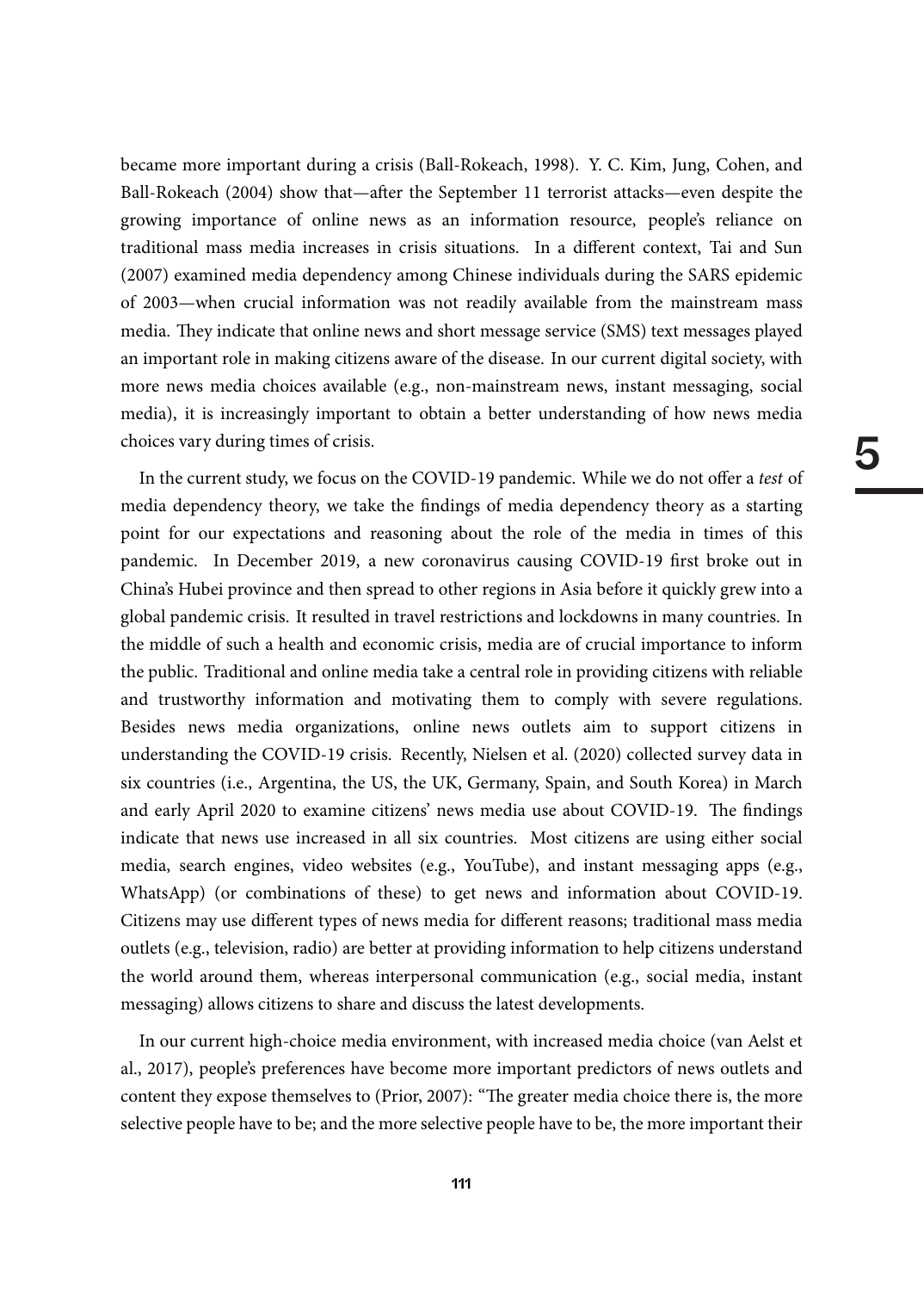became more important during a crisis (Ball-Rokeach, 1998). Y. C. Kim, Jung, Cohen, and Ball-Rokeach (2004) show that—after the September 11 terrorist attacks—even despite the growing importance of online news as an information resource, people's reliance on traditional mass media increases in crisis situations. In a different context, Tai and Sun (2007) examined media dependency among Chinese individuals during the SARS epidemic of 2003—when crucial information was not readily available from the mainstream mass media. They indicate that online news and short message service (SMS) text messages played an important role in making citizens aware of the disease. In our current digital society, with more news media choices available (e.g., non-mainstream news, instant messaging, social media), it is increasingly important to obtain a better understanding of how news media choices vary during times of crisis.

In the current study, we focus on the COVID-19 pandemic. While we do not offer a *test* of media dependency theory, we take the findings of media dependency theory as a starting point for our expectations and reasoning about the role of the media in times of this pandemic. In December 2019, a new coronavirus causing COVID-19 first broke out in China's Hubei province and then spread to other regions in Asia before it quickly grew into a global pandemic crisis. It resulted in travel restrictions and lockdowns in many countries. In the middle of such a health and economic crisis, media are of crucial importance to inform the public. Traditional and online media take a central role in providing citizens with reliable and trustworthy information and motivating them to comply with severe regulations. Besides news media organizations, online news outlets aim to support citizens in understanding the COVID-19 crisis. Recently, Nielsen et al. (2020) collected survey data in six countries (i.e., Argentina, the US, the UK, Germany, Spain, and South Korea) in March and early April 2020 to examine citizens' news media use about COVID-19. The findings indicate that news use increased in all six countries. Most citizens are using either social media, search engines, video websites (e.g., YouTube), and instant messaging apps (e.g., WhatsApp) (or combinations of these) to get news and information about COVID-19. Citizens may use different types of news media for different reasons; traditional mass media outlets (e.g., television, radio) are better at providing information to help citizens understand the world around them, whereas interpersonal communication (e.g., social media, instant messaging) allows citizens to share and discuss the latest developments.

In our current high-choice media environment, with increased media choice (van Aelst et al., 2017), people's preferences have become more important predictors of news outlets and content they expose themselves to (Prior, 2007): "The greater media choice there is, the more selective people have to be; and the more selective people have to be, the more important their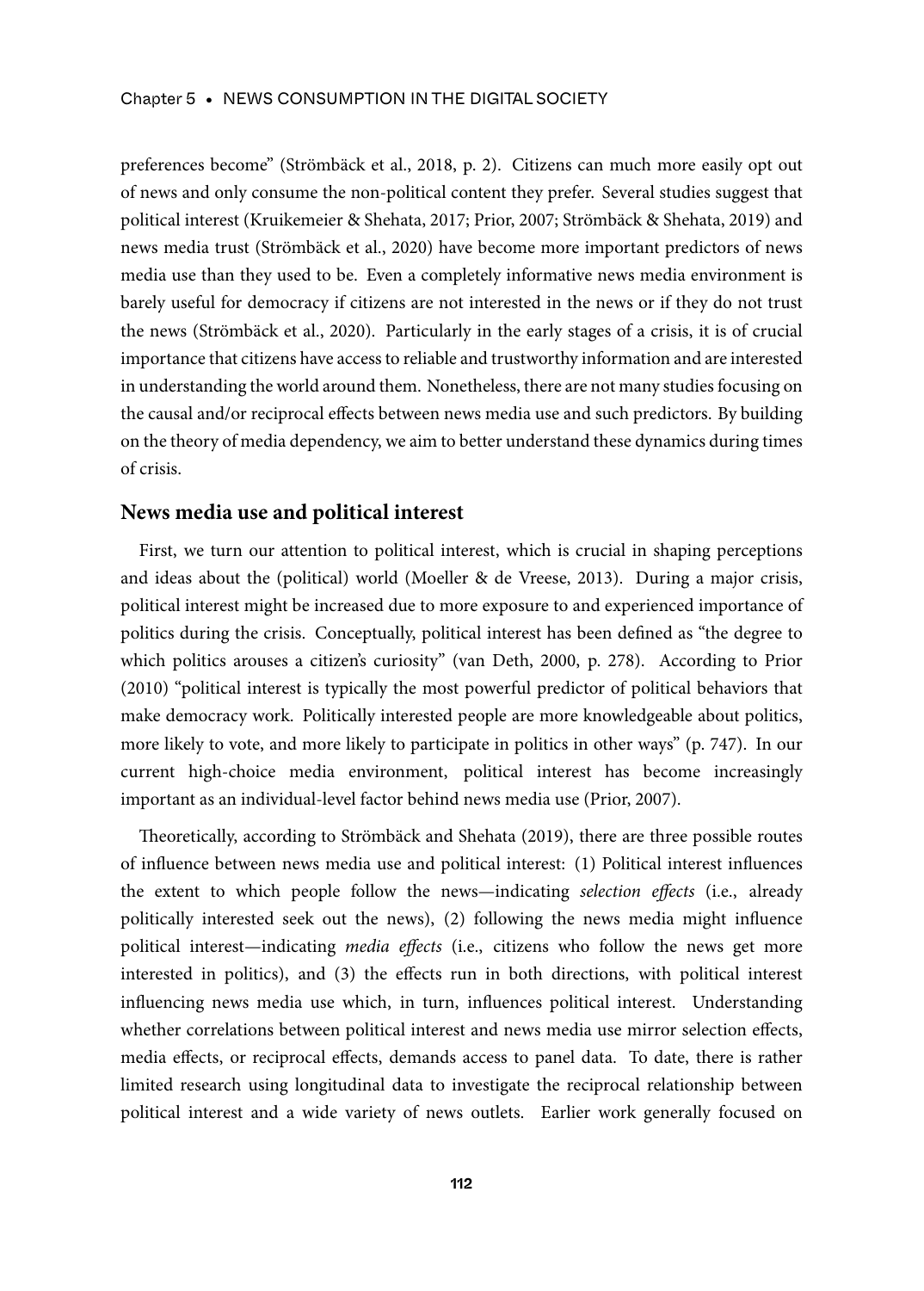preferences become" (Strömbäck et al., 2018, p. 2). Citizens can much more easily opt out of news and only consume the non-political content they prefer. Several studies suggest that political interest (Kruikemeier & Shehata, 2017; Prior, 2007; Strömbäck & Shehata, 2019) and news media trust (Strömbäck et al., 2020) have become more important predictors of news media use than they used to be. Even a completely informative news media environment is barely useful for democracy if citizens are not interested in the news or if they do not trust the news (Strömbäck et al., 2020). Particularly in the early stages of a crisis, it is of crucial importance that citizens have access to reliable and trustworthy information and are interested in understanding the world around them. Nonetheless, there are not many studies focusing on the causal and/or reciprocal effects between news media use and such predictors. By building on the theory of media dependency, we aim to better understand these dynamics during times of crisis.

## News media use and political interest

First, we turn our attention to political interest, which is crucial in shaping perceptions and ideas about the (political) world (Moeller & de Vreese, 2013). During a major crisis, political interest might be increased due to more exposure to and experienced importance of politics during the crisis. Conceptually, political interest has been defined as "the degree to which politics arouses a citizen's curiosity" (van Deth, 2000, p. 278). According to Prior (2010) "political interest is typically the most powerful predictor of political behaviors that make democracy work. Politically interested people are more knowledgeable about politics, more likely to vote, and more likely to participate in politics in other ways" (p. 747). In our current high-choice media environment, political interest has become increasingly important as an individual-level factor behind news media use (Prior, 2007).

Theoretically, according to Strömbäck and Shehata (2019), there are three possible routes of influence between news media use and political interest: (1) Political interest influences the extent to which people follow the news—indicating *selection effects* (i.e., already politically interested seek out the news), (2) following the news media might influence political interest—indicating *media effects* (i.e., citizens who follow the news get more interested in politics), and (3) the effects run in both directions, with political interest influencing news media use which, in turn, influences political interest. Understanding whether correlations between political interest and news media use mirror selection effects, media effects, or reciprocal effects, demands access to panel data. To date, there is rather limited research using longitudinal data to investigate the reciprocal relationship between political interest and a wide variety of news outlets. Earlier work generally focused on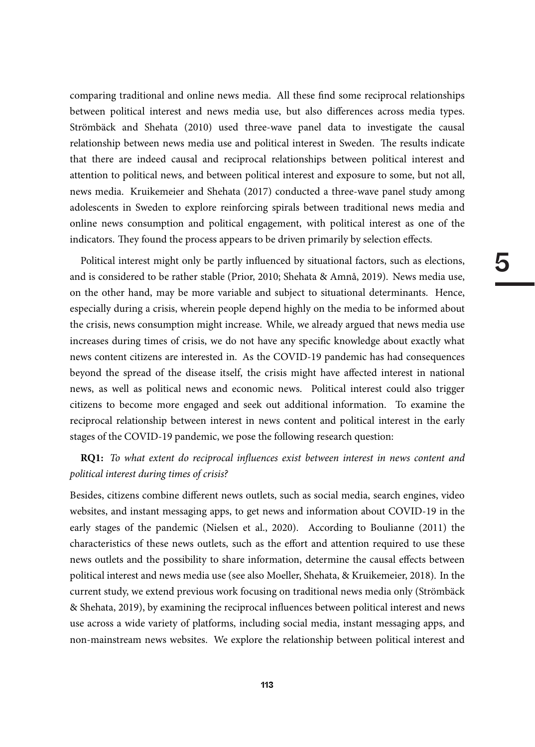comparing traditional and online news media. All these find some reciprocal relationships between political interest and news media use, but also differences across media types. Strömbäck and Shehata (2010) used three-wave panel data to investigate the causal relationship between news media use and political interest in Sweden. The results indicate that there are indeed causal and reciprocal relationships between political interest and attention to political news, and between political interest and exposure to some, but not all, news media. Kruikemeier and Shehata (2017) conducted a three-wave panel study among adolescents in Sweden to explore reinforcing spirals between traditional news media and online news consumption and political engagement, with political interest as one of the indicators. They found the process appears to be driven primarily by selection effects.

Political interest might only be partly influenced by situational factors, such as elections, and is considered to be rather stable (Prior, 2010; Shehata & Amnå, 2019). News media use, on the other hand, may be more variable and subject to situational determinants. Hence, especially during a crisis, wherein people depend highly on the media to be informed about the crisis, news consumption might increase. While, we already argued that news media use increases during times of crisis, we do not have any specific knowledge about exactly what news content citizens are interested in. As the COVID-19 pandemic has had consequences beyond the spread of the disease itself, the crisis might have affected interest in national news, as well as political news and economic news. Political interest could also trigger citizens to become more engaged and seek out additional information. To examine the reciprocal relationship between interest in news content and political interest in the early stages of the COVID-19 pandemic, we pose the following research question:

**RQ1:** *To what extent do reciprocal influences exist between interest in news content and political interest during times of crisis?*

Besides, citizens combine different news outlets, such as social media, search engines, video websites, and instant messaging apps, to get news and information about COVID-19 in the early stages of the pandemic (Nielsen et al., 2020). According to Boulianne (2011) the characteristics of these news outlets, such as the effort and attention required to use these news outlets and the possibility to share information, determine the causal effects between political interest and news media use (see also Moeller, Shehata, & Kruikemeier, 2018). In the current study, we extend previous work focusing on traditional news media only (Strömbäck & Shehata, 2019), by examining the reciprocal influences between political interest and news use across a wide variety of platforms, including social media, instant messaging apps, and non-mainstream news websites. We explore the relationship between political interest and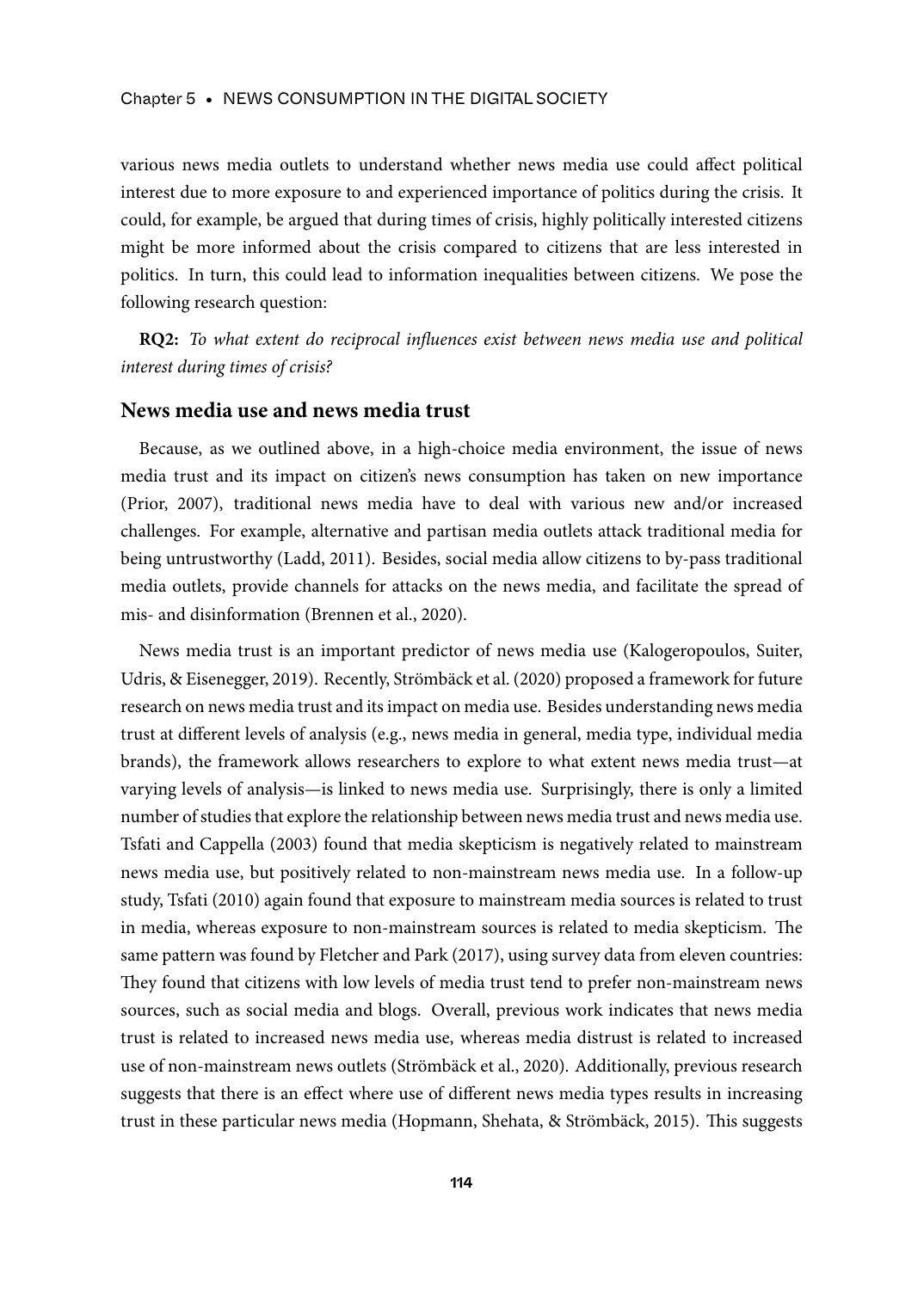various news media outlets to understand whether news media use could affect political interest due to more exposure to and experienced importance of politics during the crisis. It could, for example, be argued that during times of crisis, highly politically interested citizens might be more informed about the crisis compared to citizens that are less interested in politics. In turn, this could lead to information inequalities between citizens. We pose the following research question:

**RQ2:** *To what extent do reciprocal influences exist between news media use and political interest during times of crisis?*

## News media use and news media trust

Because, as we outlined above, in a high-choice media environment, the issue of news media trust and its impact on citizen's news consumption has taken on new importance (Prior, 2007), traditional news media have to deal with various new and/or increased challenges. For example, alternative and partisan media outlets attack traditional media for being untrustworthy (Ladd, 2011). Besides, social media allow citizens to by-pass traditional media outlets, provide channels for attacks on the news media, and facilitate the spread of mis- and disinformation (Brennen et al., 2020).

News media trust is an important predictor of news media use (Kalogeropoulos, Suiter, Udris, & Eisenegger, 2019). Recently, Strömbäck et al. (2020) proposed a framework for future research on news media trust and its impact on media use. Besides understanding news media trust at different levels of analysis (e.g., news media in general, media type, individual media brands), the framework allows researchers to explore to what extent news media trust—at varying levels of analysis—is linked to news media use. Surprisingly, there is only a limited number of studies that explore the relationship between news media trust and news media use. Tsfati and Cappella (2003) found that media skepticism is negatively related to mainstream news media use, but positively related to non-mainstream news media use. In a follow-up study, Tsfati (2010) again found that exposure to mainstream media sources is related to trust in media, whereas exposure to non-mainstream sources is related to media skepticism. The same pattern was found by Fletcher and Park (2017), using survey data from eleven countries: They found that citizens with low levels of media trust tend to prefer non-mainstream news sources, such as social media and blogs. Overall, previous work indicates that news media trust is related to increased news media use, whereas media distrust is related to increased use of non-mainstream news outlets (Strömbäck et al., 2020). Additionally, previous research suggests that there is an effect where use of different news media types results in increasing trust in these particular news media (Hopmann, Shehata, & Strömbäck, 2015). This suggests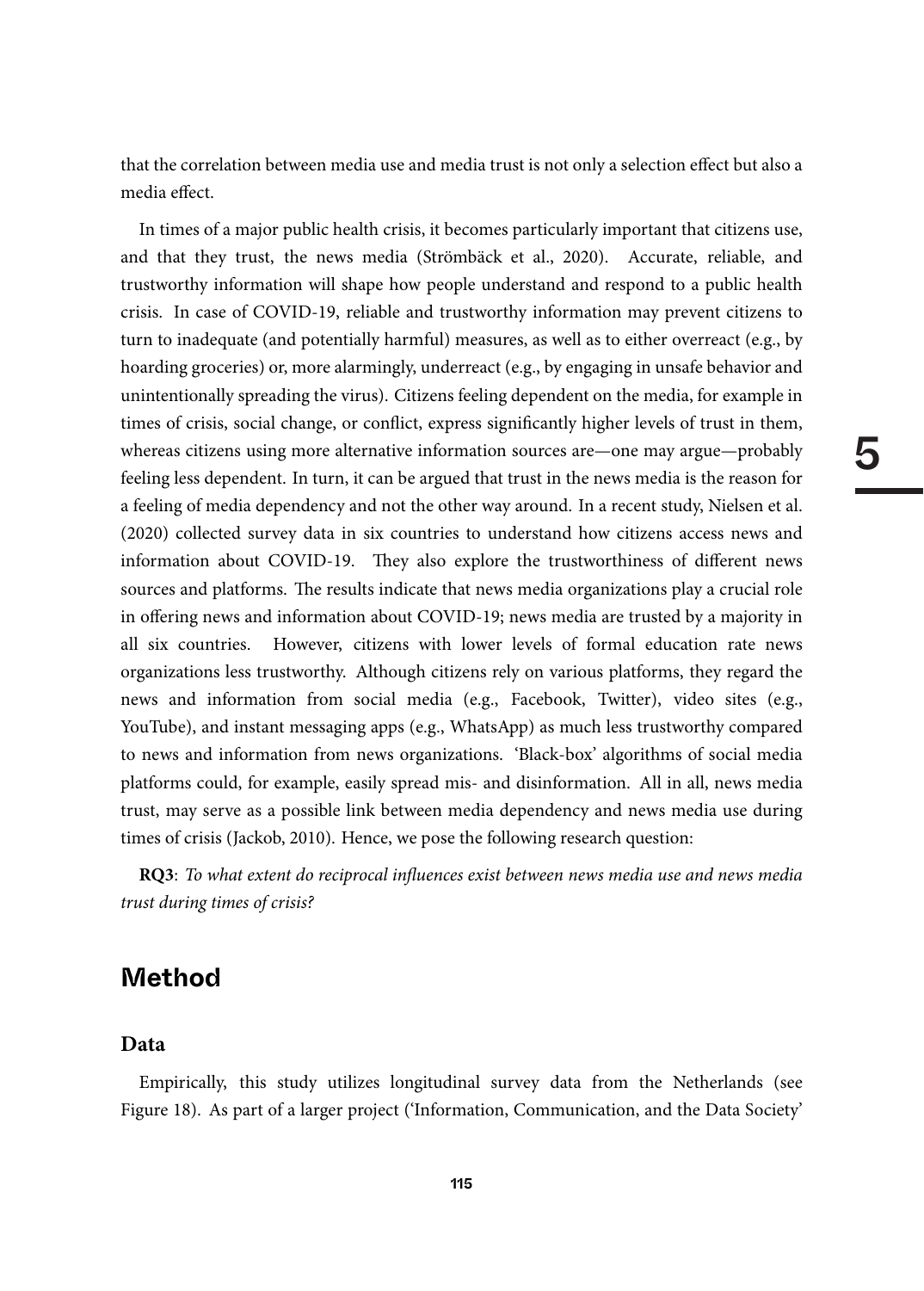that the correlation between media use and media trust is not only a selection effect but also a media effect.

In times of a major public health crisis, it becomes particularly important that citizens use, and that they trust, the news media (Strömbäck et al., 2020). Accurate, reliable, and trustworthy information will shape how people understand and respond to a public health crisis. In case of COVID-19, reliable and trustworthy information may prevent citizens to turn to inadequate (and potentially harmful) measures, as well as to either overreact (e.g., by hoarding groceries) or, more alarmingly, underreact (e.g., by engaging in unsafe behavior and unintentionally spreading the virus). Citizens feeling dependent on the media, for example in times of crisis, social change, or conflict, express significantly higher levels of trust in them, whereas citizens using more alternative information sources are—one may argue—probably feeling less dependent. In turn, it can be argued that trust in the news media is the reason for a feeling of media dependency and not the other way around. In a recent study, Nielsen et al. (2020) collected survey data in six countries to understand how citizens access news and information about COVID-19. They also explore the trustworthiness of different news sources and platforms. The results indicate that news media organizations play a crucial role in offering news and information about COVID-19; news media are trusted by a majority in all six countries. However, citizens with lower levels of formal education rate news organizations less trustworthy. Although citizens rely on various platforms, they regard the news and information from social media (e.g., Facebook, Twitter), video sites (e.g., YouTube), and instant messaging apps (e.g., WhatsApp) as much less trustworthy compared to news and information from news organizations. 'Black-box' algorithms of social media platforms could, for example, easily spread mis- and disinformation. All in all, news media trust, may serve as a possible link between media dependency and news media use during times of crisis (Jackob, 2010). Hence, we pose the following research question:

**RQ3**: *To what extent do reciprocal influences exist between news media use and news media trust during times of crisis?*

## Method

### Data

Empirically, this study utilizes longitudinal survey data from the Netherlands (see Figure 18). As part of a larger project ('Information, Communication, and the Data Society'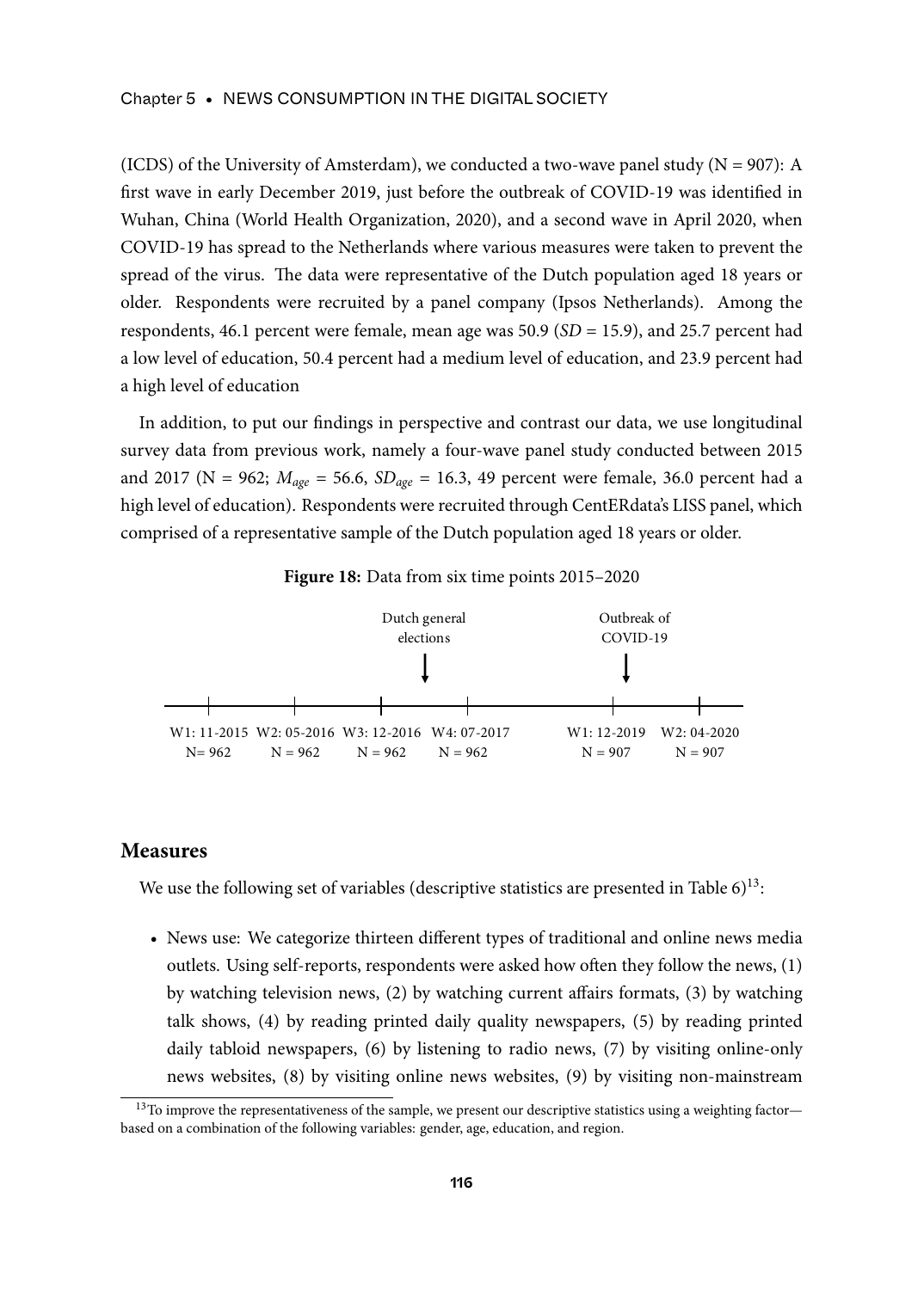(ICDS) of the University of Amsterdam), we conducted a two-wave panel study (N = 907): A first wave in early December 2019, just before the outbreak of COVID-19 was identified in Wuhan, China (World Health Organization, 2020), and a second wave in April 2020, when COVID-19 has spread to the Netherlands where various measures were taken to prevent the spread of the virus. The data were representative of the Dutch population aged 18 years or older. Respondents were recruited by a panel company (Ipsos Netherlands). Among the respondents, 46.1 percent were female, mean age was 50.9 (*SD* = 15.9), and 25.7 percent had a low level of education, 50.4 percent had a medium level of education, and 23.9 percent had a high level of education

In addition, to put our findings in perspective and contrast our data, we use longitudinal survey data from previous work, namely a four-wave panel study conducted between 2015 and 2017 (N = 962; $M_{age}$ = 56.6, $SD_{age}$ = 16.3, 49 percent were female, 36.0 percent had a high level of education). Respondents were recruited through CentERdata's LISS panel, which comprised of a representative sample of the Dutch population aged 18 years or older.

**Figure 18:** Data from six time points 2015–2020

Dutch general elections | Outbreak of COVID-19

W1: 11-2015 N= 962 | W2: 05-2016 N = 962 | W3: 12-2016 N = 962 | W4: 07-2017 N = 962 | W1: 12-2019 N = 907 | W2: 04-2020 N = 907

## Measures

We use the following set of variables (descriptive statistics are presented in Table 6)[13]:

- News use: We categorize thirteen different types of traditional and online news media outlets. Using self-reports, respondents were asked how often they follow the news, (1) by watching television news, (2) by watching current affairs formats, (3) by watching talk shows, (4) by reading printed daily quality newspapers, (5) by reading printed daily tabloid newspapers, (6) by listening to radio news, (7) by visiting online-only news websites, (8) by visiting online news websites, (9) by visiting non-mainstream

[13] To improve the representativeness of the sample, we present our descriptive statistics using a weighting factor—based on a combination of the following variables: gender, age, education, and region.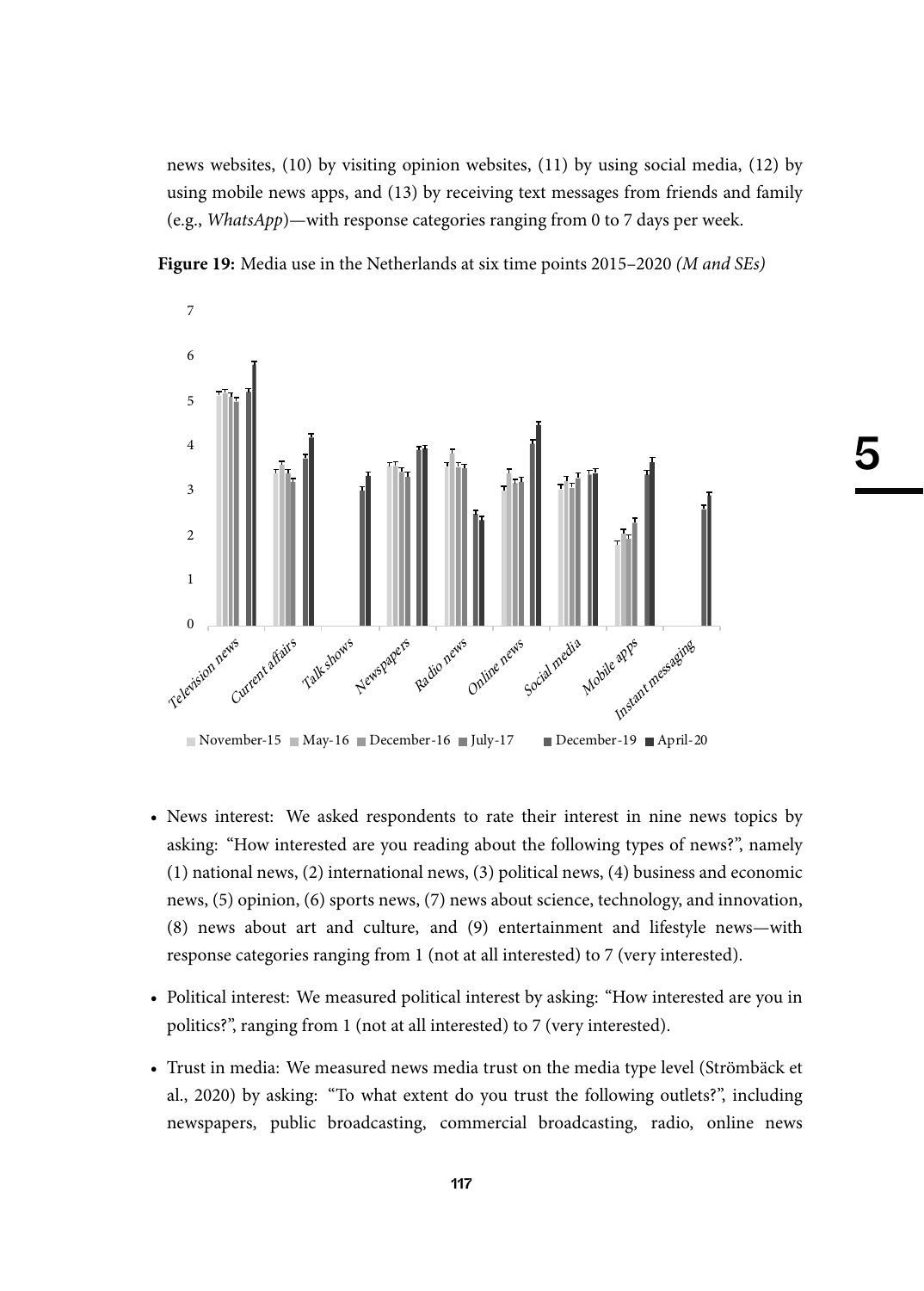news websites, (10) by visiting opinion websites, (11) by using social media, (12) by using mobile news apps, and (13) by receiving text messages from friends and family (e.g., *WhatsApp*)—with response categories ranging from 0 to 7 days per week.

**Figure 19:** Media use in the Netherlands at six time points 2015–2020 *(M and SEs)*

- News interest: We asked respondents to rate their interest in nine news topics by asking: "How interested are you reading about the following types of news?", namely (1) national news, (2) international news, (3) political news, (4) business and economic news, (5) opinion, (6) sports news, (7) news about science, technology, and innovation, (8) news about art and culture, and (9) entertainment and lifestyle news—with response categories ranging from 1 (not at all interested) to 7 (very interested).
- Political interest: We measured political interest by asking: "How interested are you in politics?", ranging from 1 (not at all interested) to 7 (very interested).
- Trust in media: We measured news media trust on the media type level (Strömbäck et al., 2020) by asking: "To what extent do you trust the following outlets?", including newspapers, public broadcasting, commercial broadcasting, radio, online news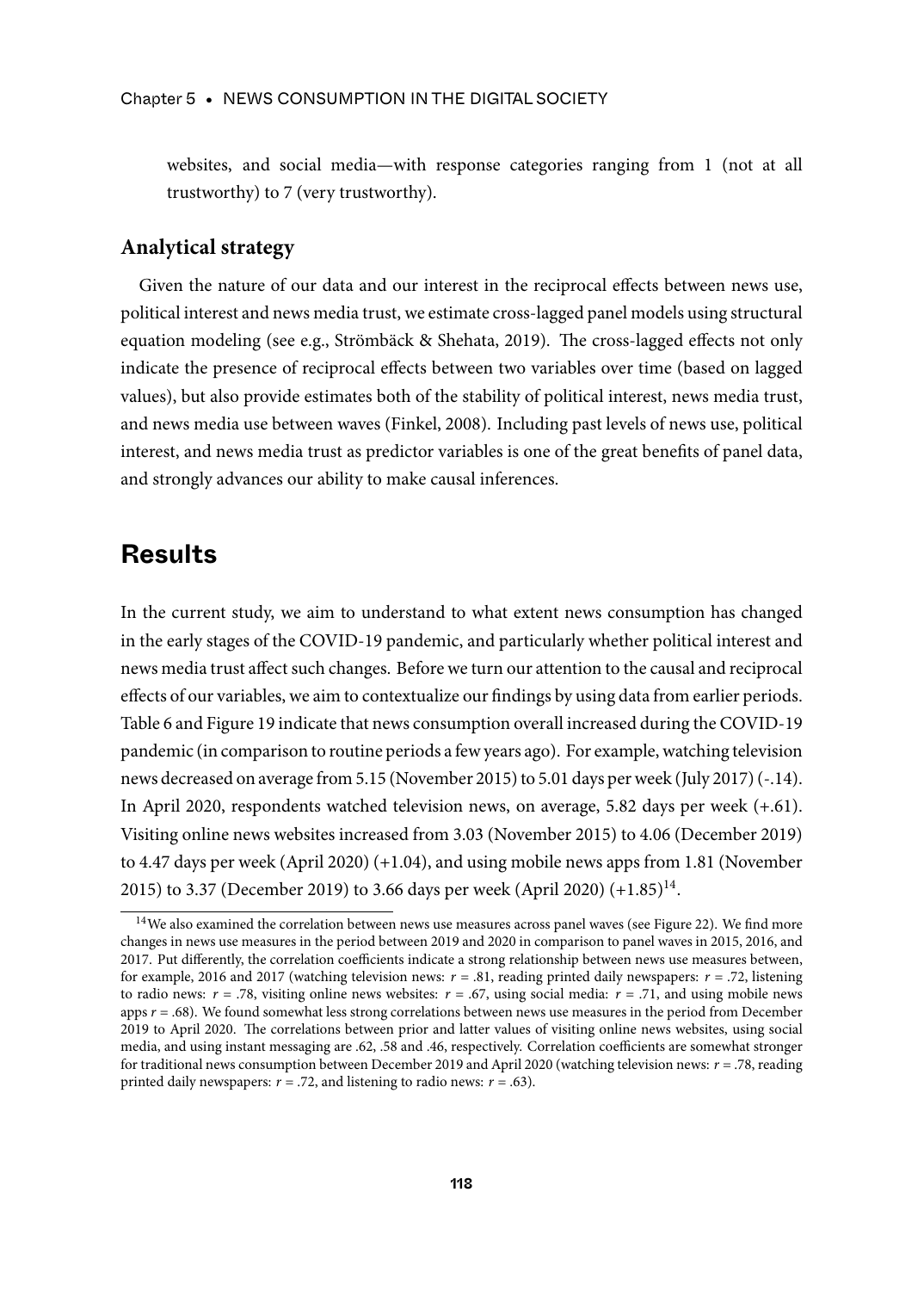websites, and social media—with response categories ranging from 1 (not at all trustworthy) to 7 (very trustworthy).

### Analytical strategy

Given the nature of our data and our interest in the reciprocal effects between news use, political interest and news media trust, we estimate cross-lagged panel models using structural equation modeling (see e.g., Strömbäck & Shehata, 2019). The cross-lagged effects not only indicate the presence of reciprocal effects between two variables over time (based on lagged values), but also provide estimates both of the stability of political interest, news media trust, and news media use between waves (Finkel, 2008). Including past levels of news use, political interest, and news media trust as predictor variables is one of the great benefits of panel data, and strongly advances our ability to make causal inferences.

## Results

In the current study, we aim to understand to what extent news consumption has changed in the early stages of the COVID-19 pandemic, and particularly whether political interest and news media trust affect such changes. Before we turn our attention to the causal and reciprocal effects of our variables, we aim to contextualize our findings by using data from earlier periods. Table 6 and Figure 19 indicate that news consumption overall increased during the COVID-19 pandemic (in comparison to routine periods a few years ago). For example, watching television news decreased on average from 5.15 (November 2015) to 5.01 days per week (July 2017) (-.14). In April 2020, respondents watched television news, on average, 5.82 days per week (+.61). Visiting online news websites increased from 3.03 (November 2015) to 4.06 (December 2019) to 4.47 days per week (April 2020) (+1.04), and using mobile news apps from 1.81 (November 2015) to 3.37 (December 2019) to 3.66 days per week (April 2020) (+1.85)[14].

[14] We also examined the correlation between news use measures across panel waves (see Figure 22). We find more changes in news use measures in the period between 2019 and 2020 in comparison to panel waves in 2015, 2016, and 2017. Put differently, the correlation coefficients indicate a strong relationship between news use measures between, for example, 2016 and 2017 (watching television news: $r$ = .81, reading printed daily newspapers: $r$ = .72, listening to radio news: $r$ = .78, visiting online news websites: $r$ = .67, using social media: $r$ = .71, and using mobile news apps $r$ = .68). We found somewhat less strong correlations between news use measures in the period from December 2019 to April 2020. The correlations between prior and latter values of visiting online news websites, using social media, and using instant messaging are .62, .58 and .46, respectively. Correlation coefficients are somewhat stronger for traditional news consumption between December 2019 and April 2020 (watching television news: $r$ = .78, reading printed daily newspapers: $r$ = .72, and listening to radio news: $r$ = .63).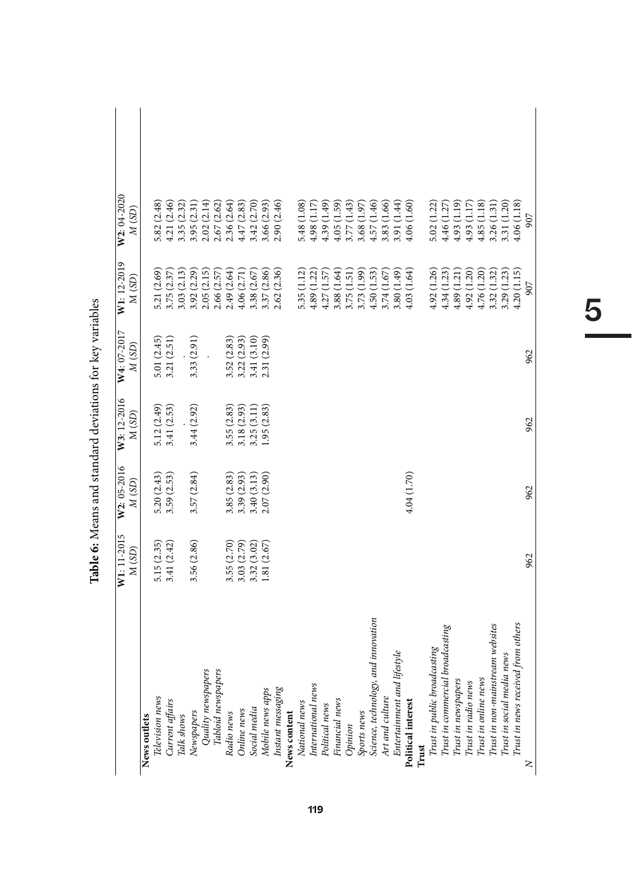**Table 6:** Means and standard deviations for key variables

| | **W1**: 11-2015 M (SD) | **W2**: 05-2016 M (SD) | **W3**: 12-2016 M (SD) | **W4**: 07-2017 M (SD) | **W1**: 12-2019 M (SD) | **W2**: 04-2020 M (SD) |
|---|---|---|---|---|---|---|
| **News outlets** | | | | | | |
| *Television news* | 5.15 (2.35) | 5.20 (2.43) | 5.12 (2.49) | 5.01 (2.45) | 5.21 (2.69) | 5.82 (2.48) |
| *Current affairs* | 3.41 (2.42) | 3.59 (2.53) | 3.41 (2.53) | 3.21 (2.51) | 3.75 (2.37) | 4.21 (2.46) |
| *Talk shows* | | | . | . | 3.03 (2.13) | 3.35 (2.32) |
| *Newspapers* | 3.56 (2.86) | 3.57 (2.84) | 3.44 (2.92) | 3.33 (2.91) | 3.92 (2.29) | 3.95 (2.31) |
| *Quality newspapers* | | | | . | 2.05 (2.15) | 2.02 (2.14) |
| *Tabloid newspapers* | | | | | 2.66 (2.57) | 2.67 (2.62) |
| *Radio news* | 3.55 (2.70) | 3.85 (2.83) | 3.55 (2.83) | 3.52 (2.83) | 2.49 (2.64) | 2.36 (2.64) |
| *Online news* | 3.03 (2.79) | 3.39 (2.93) | 3.18 (2.93) | 3.22 (2.93) | 4.06 (2.71) | 4.47 (2.83) |
| *Social media* | 3.32 (3.02) | 3.40 (3.13) | 3.25 (3.11) | 3.41 (3.10) | 3.38 (2.67) | 3.42 (2.70) |
| *Mobile news apps* | 1.81 (2.67) | 2.07 (2.90) | 1.95 (2.83) | 2.31 (2.99) | 3.37 (2.86) | 3.66 (2.93) |
| *Instant messaging* | | | | | 2.62 (2.36) | 2.90 (2.46) |
| **News content** | | | | | | |
| *National news* | | | | | 5.35 (1.12) | 5.48 (1.08) |
| *International news* | | | | | 4.89 (1.22) | 4.98 (1.17) |
| *Political news* | | | | | 4.27 (1.57) | 4.39 (1.49) |
| *Financial news* | | | | | 3.88 (1.64) | 4.05 (1.59) |
| *Opinion* | | | | | 3.75 (1.51) | 3.77 (1.43) |
| *Sports news* | | | | | 3.73 (1.99) | 3.68 (1.97) |
| *Science, technology, and innovation* | | | | | 4.50 (1.53) | 4.57 (1.46) |
| *Art and culture* | | | | | 3.74 (1.67) | 3.83 (1.66) |
| *Entertainment and lifestyle* | | | | | 3.80 (1.49) | 3.91 (1.44) |
| **Political interest** | | 4.04 (1.70) | | | 4.03 (1.64) | 4.06 (1.60) |
| **Trust** | | | | | | |
| *Trust in public broadcasting* | | | | | 4.92 (1.26) | 5.02 (1.22) |
| *Trust in commercial broadcasting* | | | | | 4.34 (1.23) | 4.46 (1.27) |
| *Trust in newspapers* | | | | | 4.89 (1.21) | 4.93 (1.19) |
| *Trust in radio news* | | | | | 4.92 (1.20) | 4.93 (1.17) |
| *Trust in online news* | | | | | 4.76 (1.20) | 4.85 (1.18) |
| *Trust in non-mainstream websites* | | | | | 3.32 (1.32) | 3.26 (1.31) |
| *Trust in social media news* | | | | | 3.29 (1.23) | 3.31 (1.20) |
| *Trust in news received from others* | | | | | 4.20 (1.15) | 4.06 (1.18) |
| *N* | 962 | 962 | 962 | 962 | 907 | 907 |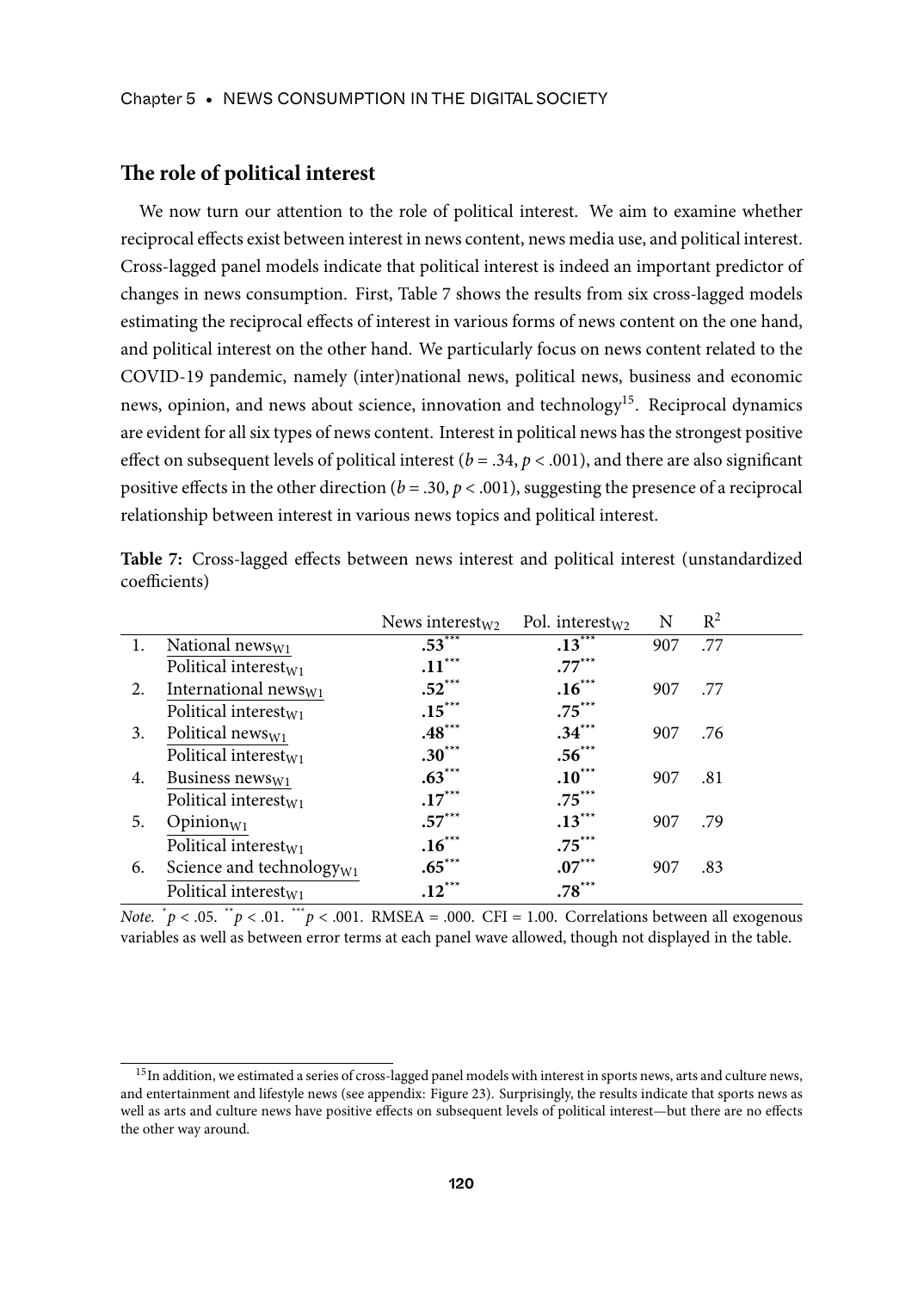## The role of political interest

We now turn our attention to the role of political interest. We aim to examine whether reciprocal effects exist between interest in news content, news media use, and political interest. Cross-lagged panel models indicate that political interest is indeed an important predictor of changes in news consumption. First, Table 7 shows the results from six cross-lagged models estimating the reciprocal effects of interest in various forms of news content on the one hand, and political interest on the other hand. We particularly focus on news content related to the COVID-19 pandemic, namely (inter)national news, political news, business and economic news, opinion, and news about science, innovation and technology[15]. Reciprocal dynamics are evident for all six types of news content. Interest in political news has the strongest positive effect on subsequent levels of political interest ($b$ = .34, $p$ < .001), and there are also significant positive effects in the other direction ($b$ = .30, $p$ < .001), suggesting the presence of a reciprocal relationship between interest in various news topics and political interest.

**Table 7:** Cross-lagged effects between news interest and political interest (unstandardized coefficients)

| | | News interest$_{W2}$ | Pol. interest$_{W2}$ | N | $R^2$ |
|---|---|---|---|---|---|
| 1. | National news$_{W1}$ | **.53**$^{***}$ | **.13**$^{***}$ | 907 | .77 |
| | Political interest$_{W1}$ | **.11**$^{***}$ | **.77**$^{***}$ | | |
| 2. | International news$_{W1}$ | **.52**$^{***}$ | **.16**$^{***}$ | 907 | .77 |
| | Political interest$_{W1}$ | **.15**$^{***}$ | **.75**$^{***}$ | | |
| 3. | Political news$_{W1}$ | **.48**$^{***}$ | **.34**$^{***}$ | 907 | .76 |
| | Political interest$_{W1}$ | **.30**$^{***}$ | **.56**$^{***}$ | | |
| 4. | Business news$_{W1}$ | **.63**$^{***}$ | **.10**$^{***}$ | 907 | .81 |
| | Political interest$_{W1}$ | **.17**$^{***}$ | **.75**$^{***}$ | | |
| 5. | Opinion$_{W1}$ | **.57**$^{***}$ | **.13**$^{***}$ | 907 | .79 |
| | Political interest$_{W1}$ | **.16**$^{***}$ | **.75**$^{***}$ | | |
| 6. | Science and technology$_{W1}$ | **.65**$^{***}$ | **.07**$^{***}$ | 907 | .83 |
| | Political interest$_{W1}$ | **.12**$^{***}$ | **.78**$^{***}$ | | |

*Note.* $^{*}p < .05$. $^{**}p < .01$. $^{***}p < .001$. RMSEA = .000. CFI = 1.00. Correlations between all exogenous variables as well as between error terms at each panel wave allowed, though not displayed in the table.

[15] In addition, we estimated a series of cross-lagged panel models with interest in sports news, arts and culture news, and entertainment and lifestyle news (see appendix: Figure 23). Surprisingly, the results indicate that sports news as well as arts and culture news have positive effects on subsequent levels of political interest—but there are no effects the other way around.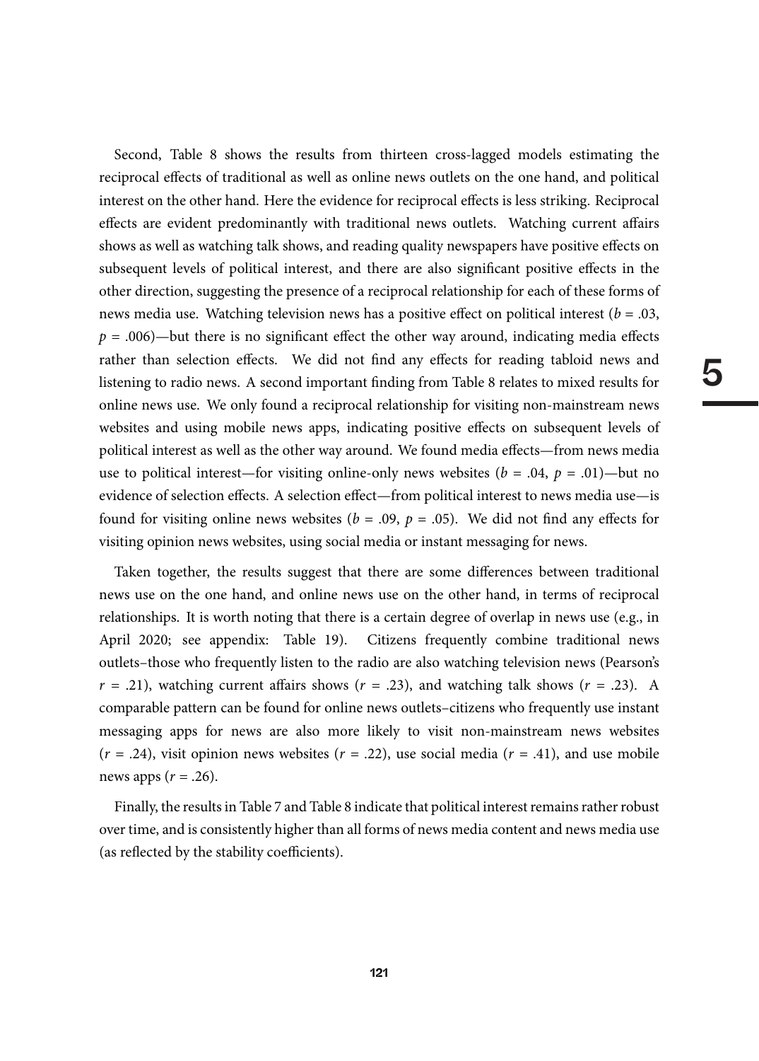Second, Table 8 shows the results from thirteen cross-lagged models estimating the reciprocal effects of traditional as well as online news outlets on the one hand, and political interest on the other hand. Here the evidence for reciprocal effects is less striking. Reciprocal effects are evident predominantly with traditional news outlets. Watching current affairs shows as well as watching talk shows, and reading quality newspapers have positive effects on subsequent levels of political interest, and there are also significant positive effects in the other direction, suggesting the presence of a reciprocal relationship for each of these forms of news media use. Watching television news has a positive effect on political interest ($b$ = .03, $p$ = .006)—but there is no significant effect the other way around, indicating media effects rather than selection effects. We did not find any effects for reading tabloid news and listening to radio news. A second important finding from Table 8 relates to mixed results for online news use. We only found a reciprocal relationship for visiting non-mainstream news websites and using mobile news apps, indicating positive effects on subsequent levels of political interest as well as the other way around. We found media effects—from news media use to political interest—for visiting online-only news websites ($b$ = .04, $p$ = .01)—but no evidence of selection effects. A selection effect—from political interest to news media use—is found for visiting online news websites ($b$ = .09, $p$ = .05). We did not find any effects for visiting opinion news websites, using social media or instant messaging for news.

Taken together, the results suggest that there are some differences between traditional news use on the one hand, and online news use on the other hand, in terms of reciprocal relationships. It is worth noting that there is a certain degree of overlap in news use (e.g., in April 2020; see appendix: Table 19). Citizens frequently combine traditional news outlets–those who frequently listen to the radio are also watching television news (Pearson's $r$ = .21), watching current affairs shows ($r$ = .23), and watching talk shows ($r$ = .23). A comparable pattern can be found for online news outlets–citizens who frequently use instant messaging apps for news are also more likely to visit non-mainstream news websites ($r$ = .24), visit opinion news websites ($r$ = .22), use social media ($r$ = .41), and use mobile news apps ($r$ = .26).

Finally, the results in Table 7 and Table 8 indicate that political interest remains rather robust over time, and is consistently higher than all forms of news media content and news media use (as reflected by the stability coefficients).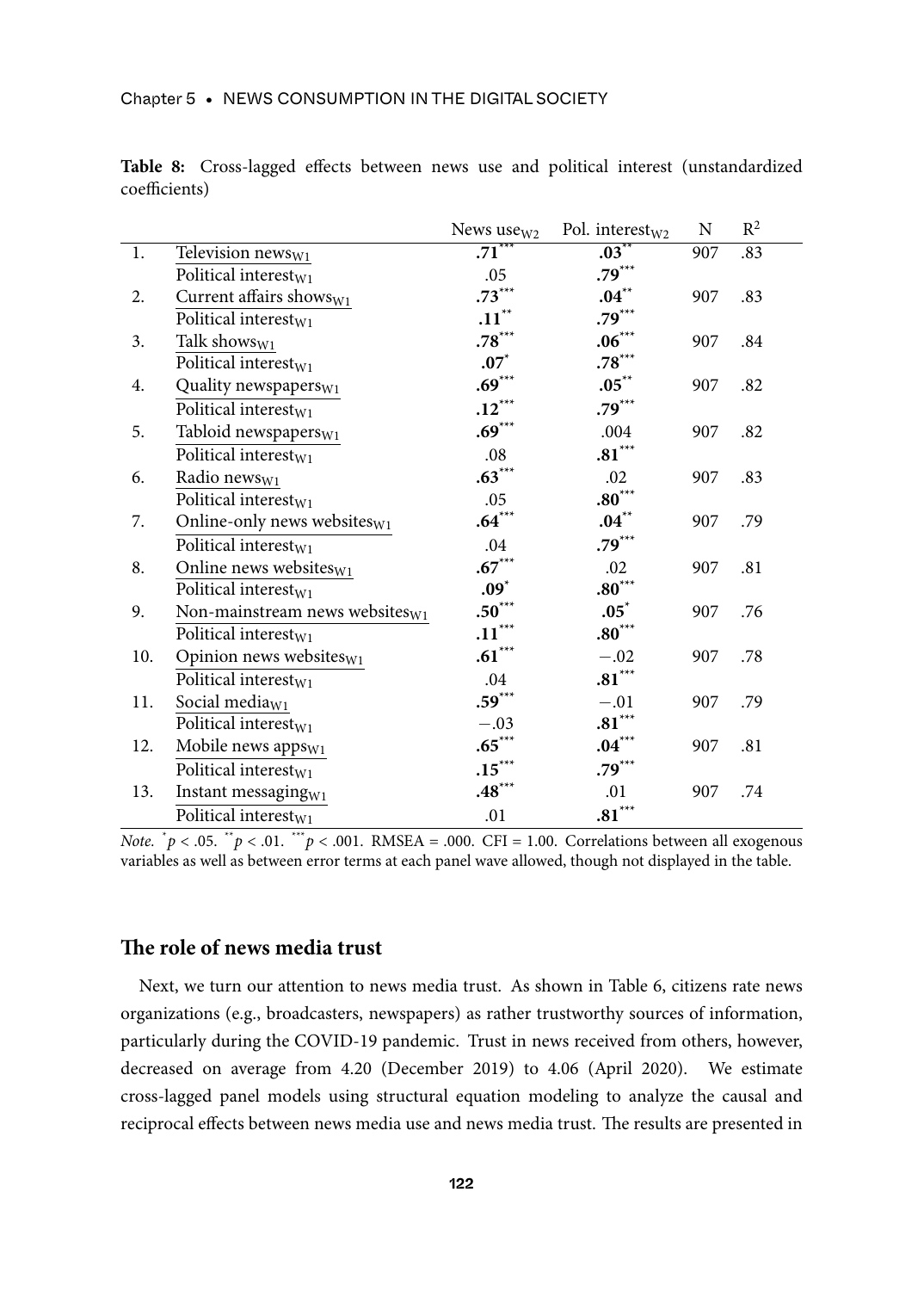**Table 8:** Cross-lagged effects between news use and political interest (unstandardized coefficients)

| | | News use$_{W2}$ | Pol. interest$_{W2}$ | N | $R^2$ |
|---|---|---|---|---|---|
| 1. | Television news$_{W1}$ | **.71$^{***}$** | **.03$^{**}$** | 907 | .83 |
| | Political interest$_{W1}$ | .05 | **.79$^{***}$** | | |
| 2. | Current affairs shows$_{W1}$ | **.73$^{***}$** | **.04$^{**}$** | 907 | .83 |
| | Political interest$_{W1}$ | **.11$^{**}$** | **.79$^{***}$** | | |
| 3. | Talk shows$_{W1}$ | **.78$^{***}$** | **.06$^{***}$** | 907 | .84 |
| | Political interest$_{W1}$ | **.07$^{*}$** | **.78$^{***}$** | | |
| 4. | Quality newspapers$_{W1}$ | **.69$^{***}$** | **.05$^{**}$** | 907 | .82 |
| | Political interest$_{W1}$ | **.12$^{***}$** | **.79$^{***}$** | | |
| 5. | Tabloid newspapers$_{W1}$ | **.69$^{***}$** | .004 | 907 | .82 |
| | Political interest$_{W1}$ | .08 | **.81$^{***}$** | | |
| 6. | Radio news$_{W1}$ | **.63$^{***}$** | .02 | 907 | .83 |
| | Political interest$_{W1}$ | .05 | **.80$^{***}$** | | |
| 7. | Online-only news websites$_{W1}$ | **.64$^{***}$** | **.04$^{**}$** | 907 | .79 |
| | Political interest$_{W1}$ | .04 | **.79$^{***}$** | | |
| 8. | Online news websites$_{W1}$ | **.67$^{***}$** | .02 | 907 | .81 |
| | Political interest$_{W1}$ | **.09$^{*}$** | **.80$^{***}$** | | |
| 9. | Non-mainstream news websites$_{W1}$ | **.50$^{***}$** | **.05$^{*}$** | 907 | .76 |
| | Political interest$_{W1}$ | **.11$^{***}$** | **.80$^{***}$** | | |
| 10. | Opinion news websites$_{W1}$ | **.61$^{***}$** | −.02 | 907 | .78 |
| | Political interest$_{W1}$ | .04 | **.81$^{***}$** | | |
| 11. | Social media$_{W1}$ | **.59$^{***}$** | −.01 | 907 | .79 |
| | Political interest$_{W1}$ | −.03 | **.81$^{***}$** | | |
| 12. | Mobile news apps$_{W1}$ | **.65$^{***}$** | **.04$^{***}$** | 907 | .81 |
| | Political interest$_{W1}$ | **.15$^{***}$** | **.79$^{***}$** | | |
| 13. | Instant messaging$_{W1}$ | **.48$^{***}$** | .01 | 907 | .74 |
| | Political interest$_{W1}$ | .01 | **.81$^{***}$** | | |

*Note.* $^{*}p < .05$. $^{**}p < .01$. $^{***}p < .001$. RMSEA = .000. CFI = 1.00. Correlations between all exogenous variables as well as between error terms at each panel wave allowed, though not displayed in the table.

## The role of news media trust

Next, we turn our attention to news media trust. As shown in Table 6, citizens rate news organizations (e.g., broadcasters, newspapers) as rather trustworthy sources of information, particularly during the COVID-19 pandemic. Trust in news received from others, however, decreased on average from 4.20 (December 2019) to 4.06 (April 2020). We estimate cross-lagged panel models using structural equation modeling to analyze the causal and reciprocal effects between news media use and news media trust. The results are presented in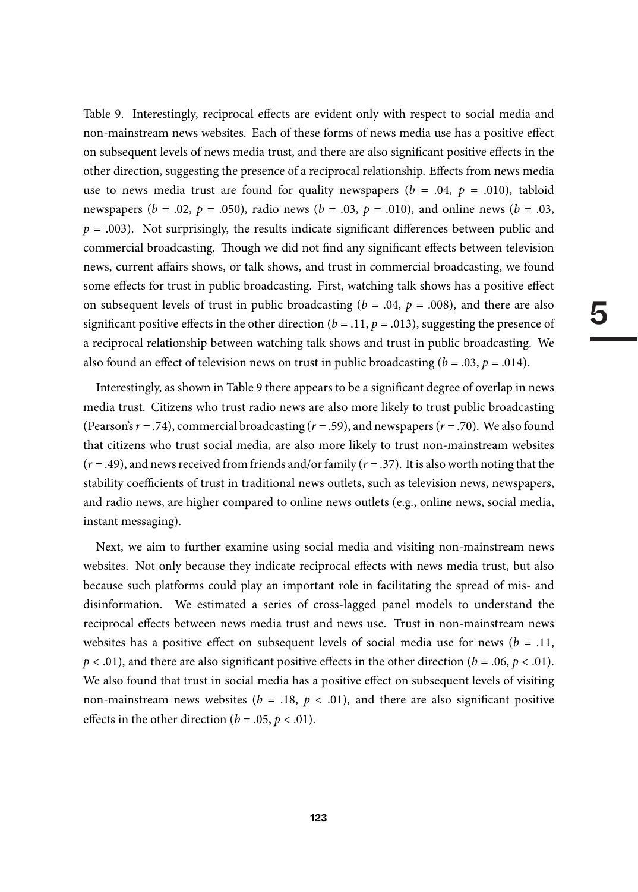Table 9. Interestingly, reciprocal effects are evident only with respect to social media and non-mainstream news websites. Each of these forms of news media use has a positive effect on subsequent levels of news media trust, and there are also significant positive effects in the other direction, suggesting the presence of a reciprocal relationship. Effects from news media use to news media trust are found for quality newspapers ($b$ = .04, $p$ = .010), tabloid newspapers ($b$ = .02, $p$ = .050), radio news ($b$ = .03, $p$ = .010), and online news ($b$ = .03, $p$ = .003). Not surprisingly, the results indicate significant differences between public and commercial broadcasting. Though we did not find any significant effects between television news, current affairs shows, or talk shows, and trust in commercial broadcasting, we found some effects for trust in public broadcasting. First, watching talk shows has a positive effect on subsequent levels of trust in public broadcasting ($b$ = .04, $p$ = .008), and there are also significant positive effects in the other direction ($b$ = .11, $p$ = .013), suggesting the presence of a reciprocal relationship between watching talk shows and trust in public broadcasting. We also found an effect of television news on trust in public broadcasting ($b$ = .03, $p$ = .014).

Interestingly, as shown in Table 9 there appears to be a significant degree of overlap in news media trust. Citizens who trust radio news are also more likely to trust public broadcasting (Pearson's $r$ = .74), commercial broadcasting ($r$ = .59), and newspapers ($r$ = .70). We also found that citizens who trust social media, are also more likely to trust non-mainstream websites ($r$ = .49), and news received from friends and/or family ($r$ = .37). It is also worth noting that the stability coefficients of trust in traditional news outlets, such as television news, newspapers, and radio news, are higher compared to online news outlets (e.g., online news, social media, instant messaging).

Next, we aim to further examine using social media and visiting non-mainstream news websites. Not only because they indicate reciprocal effects with news media trust, but also because such platforms could play an important role in facilitating the spread of mis- and disinformation. We estimated a series of cross-lagged panel models to understand the reciprocal effects between news media trust and news use. Trust in non-mainstream news websites has a positive effect on subsequent levels of social media use for news ($b$ = .11, $p < .01$), and there are also significant positive effects in the other direction ($b$ = .06, $p < .01$). We also found that trust in social media has a positive effect on subsequent levels of visiting non-mainstream news websites ($b$ = .18, $p < .01$), and there are also significant positive effects in the other direction ($b$ = .05, $p < .01$).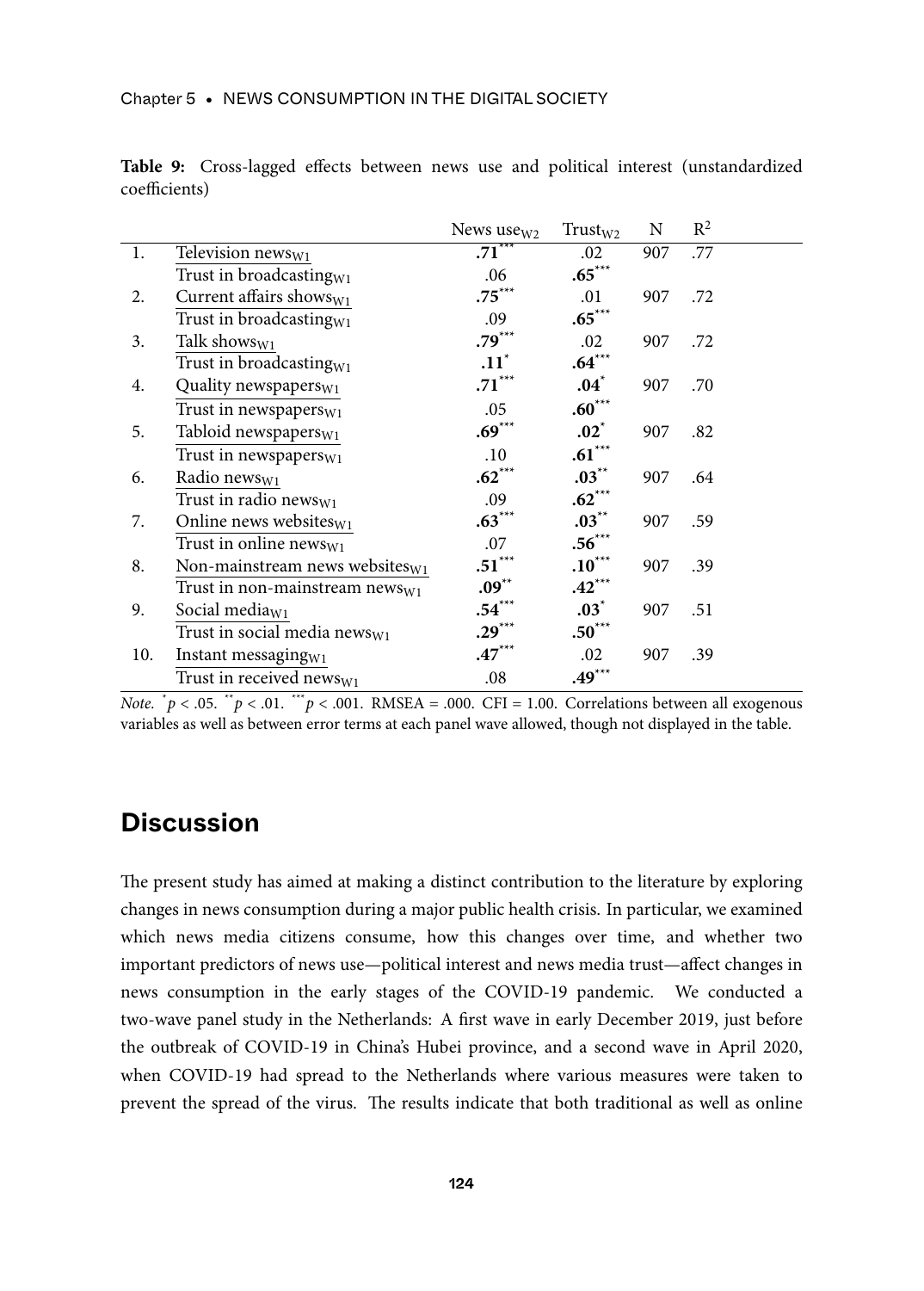**Table 9:** Cross-lagged effects between news use and political interest (unstandardized coefficients)

| | | News use$_{W2}$ | Trust$_{W2}$ | N | $R^2$ |
|---|---|---|---|---|---|
| 1. | Television news$_{W1}$ | **.71**$^{***}$ | .02 | 907 | .77 |
| | Trust in broadcasting$_{W1}$ | .06 | **.65**$^{***}$ | | |
| 2. | Current affairs shows$_{W1}$ | **.75**$^{***}$ | .01 | 907 | .72 |
| | Trust in broadcasting$_{W1}$ | .09 | **.65**$^{***}$ | | |
| 3. | Talk shows$_{W1}$ | **.79**$^{***}$ | .02 | 907 | .72 |
| | Trust in broadcasting$_{W1}$ | **.11**$^{*}$ | **.64**$^{***}$ | | |
| 4. | Quality newspapers$_{W1}$ | **.71**$^{***}$ | **.04**$^{*}$ | 907 | .70 |
| | Trust in newspapers$_{W1}$ | .05 | **.60**$^{***}$ | | |
| 5. | Tabloid newspapers$_{W1}$ | **.69**$^{***}$ | **.02**$^{*}$ | 907 | .82 |
| | Trust in newspapers$_{W1}$ | .10 | **.61**$^{***}$ | | |
| 6. | Radio news$_{W1}$ | **.62**$^{***}$ | **.03**$^{**}$ | 907 | .64 |
| | Trust in radio news$_{W1}$ | .09 | **.62**$^{***}$ | | |
| 7. | Online news websites$_{W1}$ | **.63**$^{***}$ | **.03**$^{**}$ | 907 | .59 |
| | Trust in online news$_{W1}$ | .07 | **.56**$^{***}$ | | |
| 8. | Non-mainstream news websites$_{W1}$ | **.51**$^{***}$ | **.10**$^{***}$ | 907 | .39 |
| | Trust in non-mainstream news$_{W1}$ | **.09**$^{**}$ | **.42**$^{***}$ | | |
| 9. | Social media$_{W1}$ | **.54**$^{***}$ | **.03**$^{*}$ | 907 | .51 |
| | Trust in social media news$_{W1}$ | **.29**$^{***}$ | **.50**$^{***}$ | | |
| 10. | Instant messaging$_{W1}$ | **.47**$^{***}$ | .02 | 907 | .39 |
| | Trust in received news$_{W1}$ | .08 | **.49**$^{***}$ | | |

*Note.* $^{*}p < .05$. $^{**}p < .01$. $^{***}p < .001$. RMSEA = .000. CFI = 1.00. Correlations between all exogenous variables as well as between error terms at each panel wave allowed, though not displayed in the table.

## Discussion

The present study has aimed at making a distinct contribution to the literature by exploring changes in news consumption during a major public health crisis. In particular, we examined which news media citizens consume, how this changes over time, and whether two important predictors of news use—political interest and news media trust—affect changes in news consumption in the early stages of the COVID-19 pandemic. We conducted a two-wave panel study in the Netherlands: A first wave in early December 2019, just before the outbreak of COVID-19 in China's Hubei province, and a second wave in April 2020, when COVID-19 had spread to the Netherlands where various measures were taken to prevent the spread of the virus. The results indicate that both traditional as well as online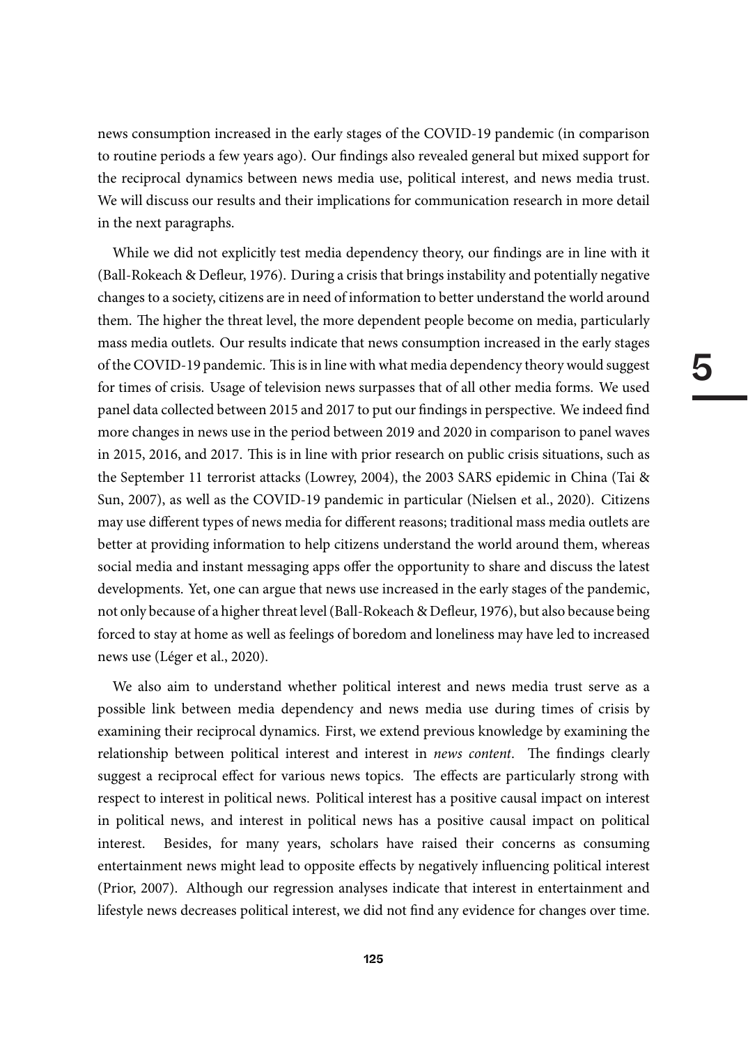news consumption increased in the early stages of the COVID-19 pandemic (in comparison to routine periods a few years ago). Our findings also revealed general but mixed support for the reciprocal dynamics between news media use, political interest, and news media trust. We will discuss our results and their implications for communication research in more detail in the next paragraphs.

While we did not explicitly test media dependency theory, our findings are in line with it (Ball-Rokeach & Defleur, 1976). During a crisis that brings instability and potentially negative changes to a society, citizens are in need of information to better understand the world around them. The higher the threat level, the more dependent people become on media, particularly mass media outlets. Our results indicate that news consumption increased in the early stages of the COVID-19 pandemic. This is in line with what media dependency theory would suggest for times of crisis. Usage of television news surpasses that of all other media forms. We used panel data collected between 2015 and 2017 to put our findings in perspective. We indeed find more changes in news use in the period between 2019 and 2020 in comparison to panel waves in 2015, 2016, and 2017. This is in line with prior research on public crisis situations, such as the September 11 terrorist attacks (Lowrey, 2004), the 2003 SARS epidemic in China (Tai & Sun, 2007), as well as the COVID-19 pandemic in particular (Nielsen et al., 2020). Citizens may use different types of news media for different reasons; traditional mass media outlets are better at providing information to help citizens understand the world around them, whereas social media and instant messaging apps offer the opportunity to share and discuss the latest developments. Yet, one can argue that news use increased in the early stages of the pandemic, not only because of a higher threat level (Ball-Rokeach & Defleur, 1976), but also because being forced to stay at home as well as feelings of boredom and loneliness may have led to increased news use (Léger et al., 2020).

We also aim to understand whether political interest and news media trust serve as a possible link between media dependency and news media use during times of crisis by examining their reciprocal dynamics. First, we extend previous knowledge by examining the relationship between political interest and interest in *news content*. The findings clearly suggest a reciprocal effect for various news topics. The effects are particularly strong with respect to interest in political news. Political interest has a positive causal impact on interest in political news, and interest in political news has a positive causal impact on political interest. Besides, for many years, scholars have raised their concerns as consuming entertainment news might lead to opposite effects by negatively influencing political interest (Prior, 2007). Although our regression analyses indicate that interest in entertainment and lifestyle news decreases political interest, we did not find any evidence for changes over time.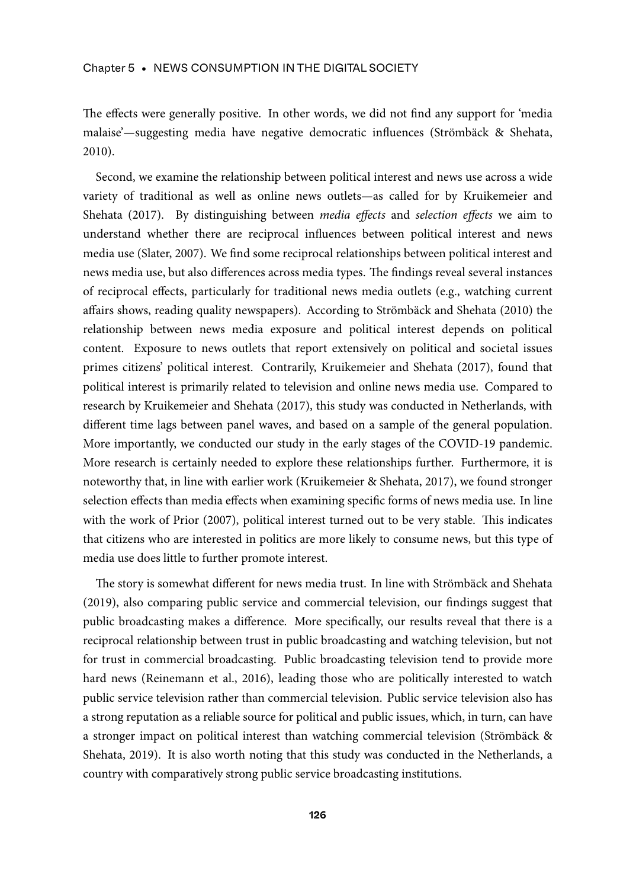The effects were generally positive. In other words, we did not find any support for 'media malaise'—suggesting media have negative democratic influences (Strömbäck & Shehata, 2010).

Second, we examine the relationship between political interest and news use across a wide variety of traditional as well as online news outlets—as called for by Kruikemeier and Shehata (2017). By distinguishing between *media effects* and *selection effects* we aim to understand whether there are reciprocal influences between political interest and news media use (Slater, 2007). We find some reciprocal relationships between political interest and news media use, but also differences across media types. The findings reveal several instances of reciprocal effects, particularly for traditional news media outlets (e.g., watching current affairs shows, reading quality newspapers). According to Strömbäck and Shehata (2010) the relationship between news media exposure and political interest depends on political content. Exposure to news outlets that report extensively on political and societal issues primes citizens' political interest. Contrarily, Kruikemeier and Shehata (2017), found that political interest is primarily related to television and online news media use. Compared to research by Kruikemeier and Shehata (2017), this study was conducted in Netherlands, with different time lags between panel waves, and based on a sample of the general population. More importantly, we conducted our study in the early stages of the COVID-19 pandemic. More research is certainly needed to explore these relationships further. Furthermore, it is noteworthy that, in line with earlier work (Kruikemeier & Shehata, 2017), we found stronger selection effects than media effects when examining specific forms of news media use. In line with the work of Prior (2007), political interest turned out to be very stable. This indicates that citizens who are interested in politics are more likely to consume news, but this type of media use does little to further promote interest.

The story is somewhat different for news media trust. In line with Strömbäck and Shehata (2019), also comparing public service and commercial television, our findings suggest that public broadcasting makes a difference. More specifically, our results reveal that there is a reciprocal relationship between trust in public broadcasting and watching television, but not for trust in commercial broadcasting. Public broadcasting television tend to provide more hard news (Reinemann et al., 2016), leading those who are politically interested to watch public service television rather than commercial television. Public service television also has a strong reputation as a reliable source for political and public issues, which, in turn, can have a stronger impact on political interest than watching commercial television (Strömbäck & Shehata, 2019). It is also worth noting that this study was conducted in the Netherlands, a country with comparatively strong public service broadcasting institutions.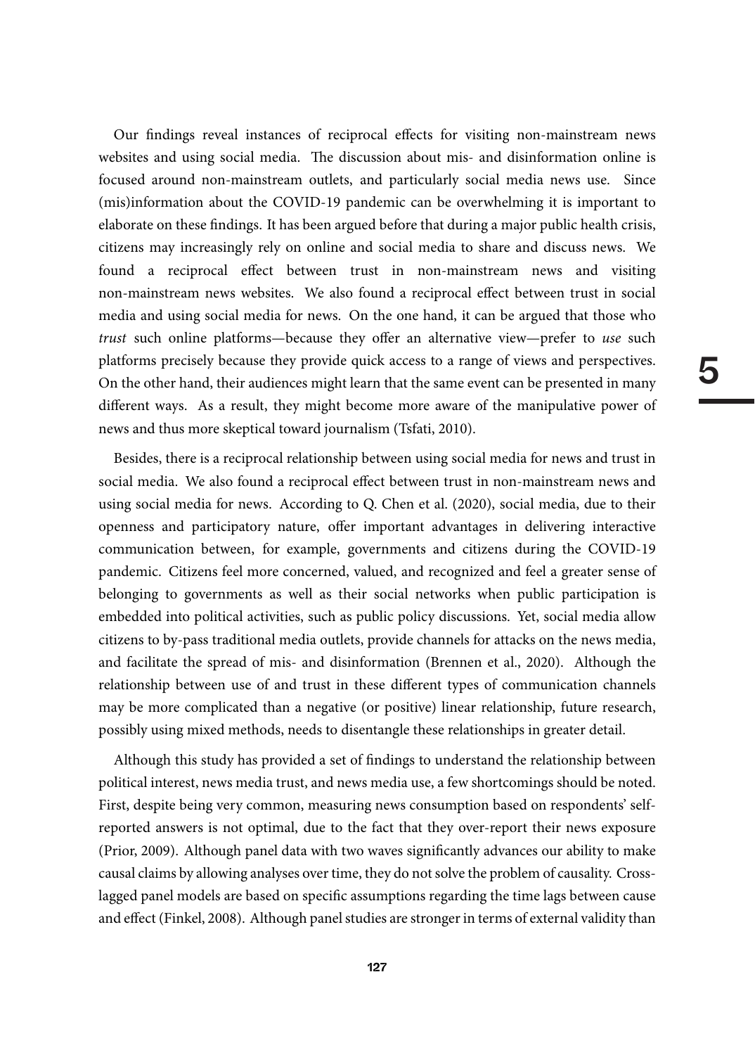Our findings reveal instances of reciprocal effects for visiting non-mainstream news websites and using social media. The discussion about mis- and disinformation online is focused around non-mainstream outlets, and particularly social media news use. Since (mis)information about the COVID-19 pandemic can be overwhelming it is important to elaborate on these findings. It has been argued before that during a major public health crisis, citizens may increasingly rely on online and social media to share and discuss news. We found a reciprocal effect between trust in non-mainstream news and visiting non-mainstream news websites. We also found a reciprocal effect between trust in social media and using social media for news. On the one hand, it can be argued that those who *trust* such online platforms—because they offer an alternative view—prefer to *use* such platforms precisely because they provide quick access to a range of views and perspectives. On the other hand, their audiences might learn that the same event can be presented in many different ways. As a result, they might become more aware of the manipulative power of news and thus more skeptical toward journalism (Tsfati, 2010).

Besides, there is a reciprocal relationship between using social media for news and trust in social media. We also found a reciprocal effect between trust in non-mainstream news and using social media for news. According to Q. Chen et al. (2020), social media, due to their openness and participatory nature, offer important advantages in delivering interactive communication between, for example, governments and citizens during the COVID-19 pandemic. Citizens feel more concerned, valued, and recognized and feel a greater sense of belonging to governments as well as their social networks when public participation is embedded into political activities, such as public policy discussions. Yet, social media allow citizens to by-pass traditional media outlets, provide channels for attacks on the news media, and facilitate the spread of mis- and disinformation (Brennen et al., 2020). Although the relationship between use of and trust in these different types of communication channels may be more complicated than a negative (or positive) linear relationship, future research, possibly using mixed methods, needs to disentangle these relationships in greater detail.

Although this study has provided a set of findings to understand the relationship between political interest, news media trust, and news media use, a few shortcomings should be noted. First, despite being very common, measuring news consumption based on respondents' self-reported answers is not optimal, due to the fact that they over-report their news exposure (Prior, 2009). Although panel data with two waves significantly advances our ability to make causal claims by allowing analyses over time, they do not solve the problem of causality. Cross-lagged panel models are based on specific assumptions regarding the time lags between cause and effect (Finkel, 2008). Although panel studies are stronger in terms of external validity than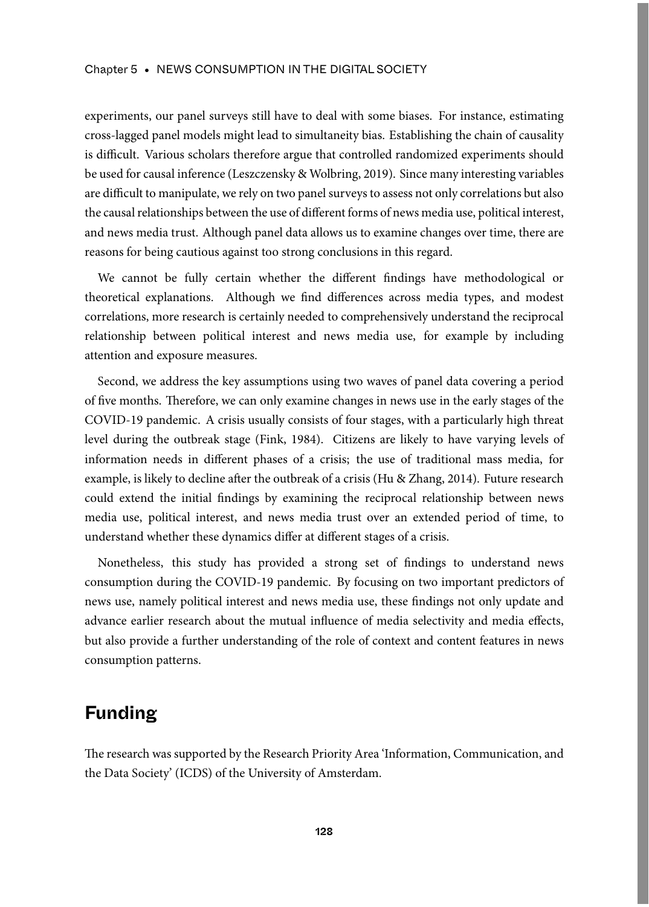experiments, our panel surveys still have to deal with some biases. For instance, estimating cross-lagged panel models might lead to simultaneity bias. Establishing the chain of causality is difficult. Various scholars therefore argue that controlled randomized experiments should be used for causal inference (Leszczensky & Wolbring, 2019). Since many interesting variables are difficult to manipulate, we rely on two panel surveys to assess not only correlations but also the causal relationships between the use of different forms of news media use, political interest, and news media trust. Although panel data allows us to examine changes over time, there are reasons for being cautious against too strong conclusions in this regard.

We cannot be fully certain whether the different findings have methodological or theoretical explanations. Although we find differences across media types, and modest correlations, more research is certainly needed to comprehensively understand the reciprocal relationship between political interest and news media use, for example by including attention and exposure measures.

Second, we address the key assumptions using two waves of panel data covering a period of five months. Therefore, we can only examine changes in news use in the early stages of the COVID-19 pandemic. A crisis usually consists of four stages, with a particularly high threat level during the outbreak stage (Fink, 1984). Citizens are likely to have varying levels of information needs in different phases of a crisis; the use of traditional mass media, for example, is likely to decline after the outbreak of a crisis (Hu & Zhang, 2014). Future research could extend the initial findings by examining the reciprocal relationship between news media use, political interest, and news media trust over an extended period of time, to understand whether these dynamics differ at different stages of a crisis.

Nonetheless, this study has provided a strong set of findings to understand news consumption during the COVID-19 pandemic. By focusing on two important predictors of news use, namely political interest and news media use, these findings not only update and advance earlier research about the mutual influence of media selectivity and media effects, but also provide a further understanding of the role of context and content features in news consumption patterns.

## Funding

The research was supported by the Research Priority Area 'Information, Communication, and the Data Society' (ICDS) of the University of Amsterdam.